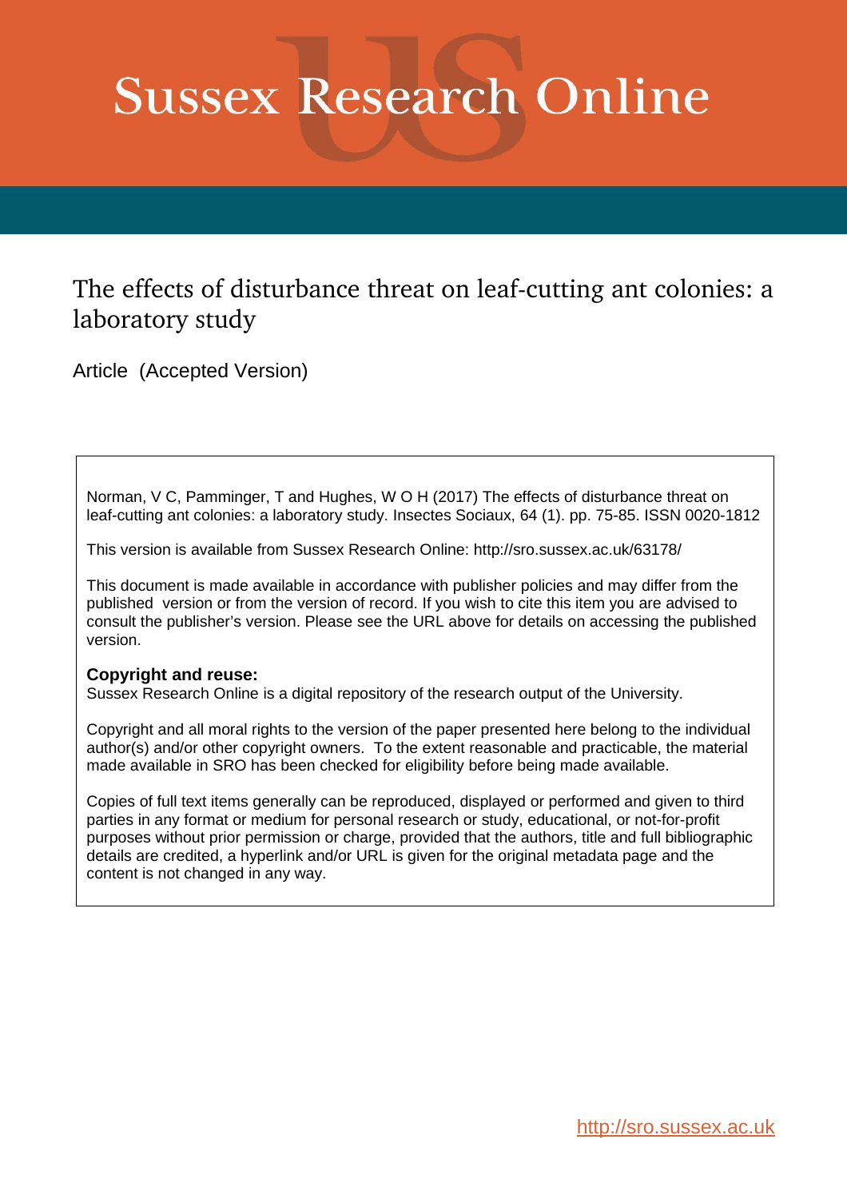# Sussex Research Online

## The effects of disturbance threat on leaf-cutting ant colonies: a laboratory study

Article (Accepted Version)

Norman, V C, Pamminger, T and Hughes, W O H (2017) The effects of disturbance threat on leaf-cutting ant colonies: a laboratory study. Insectes Sociaux, 64 (1). pp. 75-85. ISSN 0020-1812

This version is available from Sussex Research Online: http://sro.sussex.ac.uk/63178/

This document is made available in accordance with publisher policies and may differ from the published version or from the version of record. If you wish to cite this item you are advised to consult the publisher's version. Please see the URL above for details on accessing the published version.

**Copyright and reuse:**
Sussex Research Online is a digital repository of the research output of the University.

Copyright and all moral rights to the version of the paper presented here belong to the individual author(s) and/or other copyright owners. To the extent reasonable and practicable, the material made available in SRO has been checked for eligibility before being made available.

Copies of full text items generally can be reproduced, displayed or performed and given to third parties in any format or medium for personal research or study, educational, or not-for-profit purposes without prior permission or charge, provided that the authors, title and full bibliographic details are credited, a hyperlink and/or URL is given for the original metadata page and the content is not changed in any way.

http://sro.sussex.ac.uk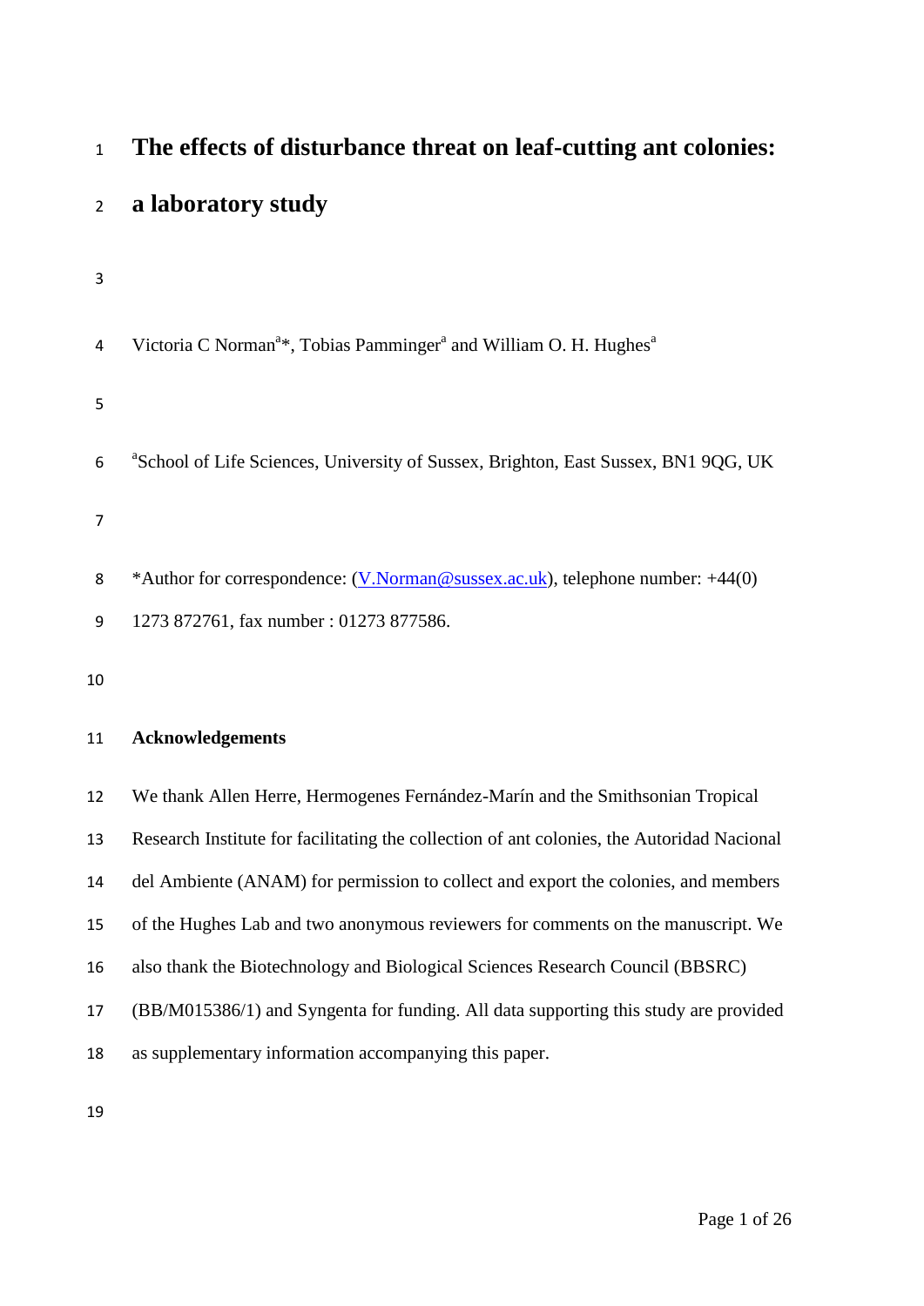# The effects of disturbance threat on leaf-cutting ant colonies: a laboratory study

Victoria C Norman[a]*, Tobias Pamminger[a] and William O. H. Hughes[a]

[a]School of Life Sciences, University of Sussex, Brighton, East Sussex, BN1 9QG, UK

*Author for correspondence: (V.Norman@sussex.ac.uk), telephone number: +44(0) 1273 872761, fax number : 01273 877586.

## Acknowledgements

We thank Allen Herre, Hermogenes Fernández-Marín and the Smithsonian Tropical Research Institute for facilitating the collection of ant colonies, the Autoridad Nacional del Ambiente (ANAM) for permission to collect and export the colonies, and members of the Hughes Lab and two anonymous reviewers for comments on the manuscript. We also thank the Biotechnology and Biological Sciences Research Council (BBSRC) (BB/M015386/1) and Syngenta for funding. All data supporting this study are provided as supplementary information accompanying this paper.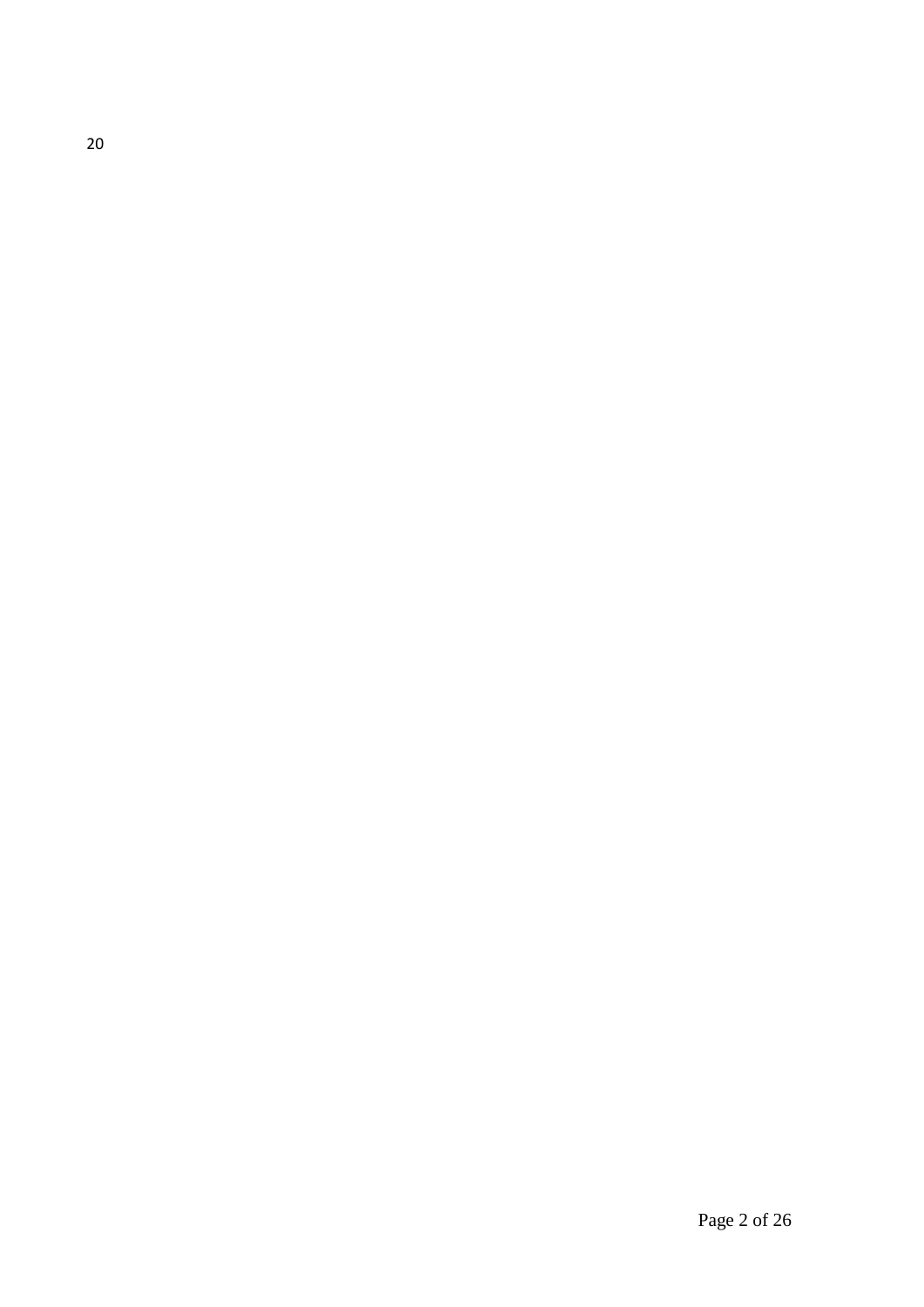20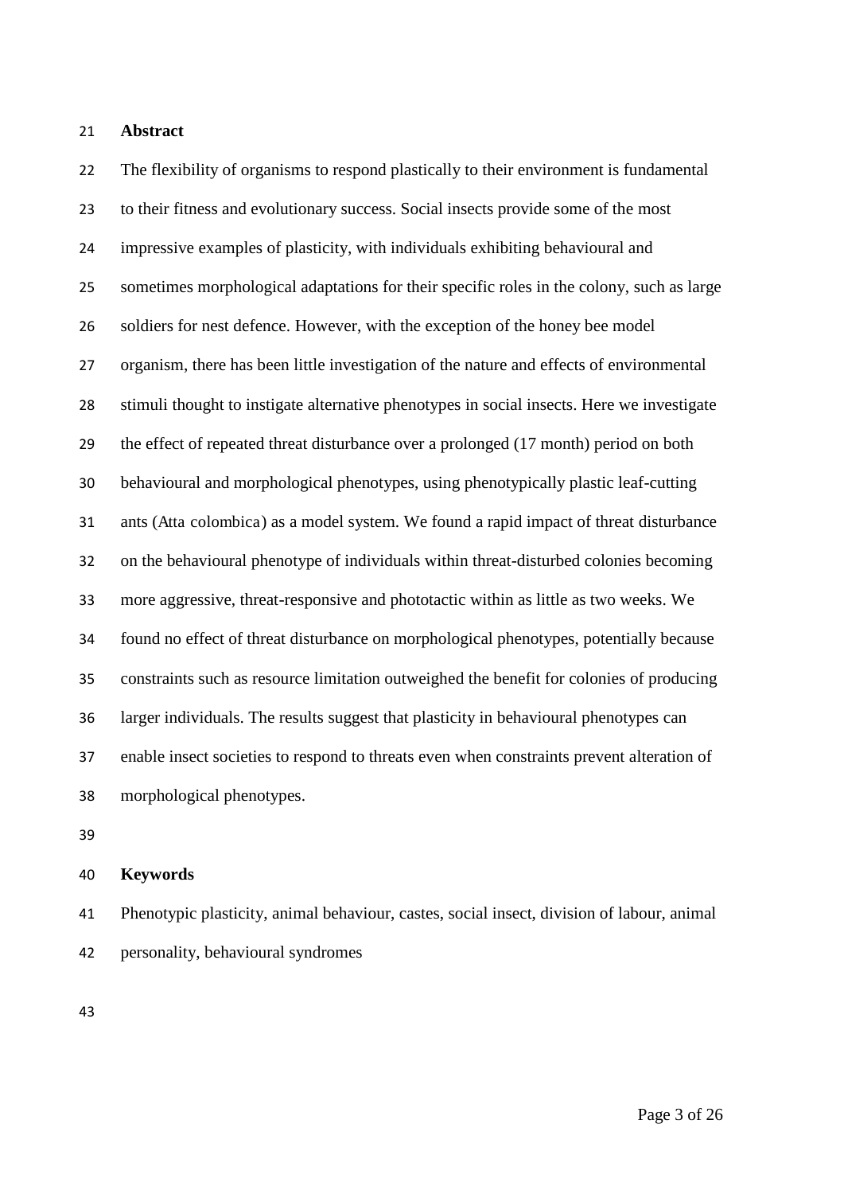## Abstract

The flexibility of organisms to respond plastically to their environment is fundamental to their fitness and evolutionary success. Social insects provide some of the most impressive examples of plasticity, with individuals exhibiting behavioural and sometimes morphological adaptations for their specific roles in the colony, such as large soldiers for nest defence. However, with the exception of the honey bee model organism, there has been little investigation of the nature and effects of environmental stimuli thought to instigate alternative phenotypes in social insects. Here we investigate the effect of repeated threat disturbance over a prolonged (17 month) period on both behavioural and morphological phenotypes, using phenotypically plastic leaf-cutting ants (*Atta colombica*) as a model system. We found a rapid impact of threat disturbance on the behavioural phenotype of individuals within threat-disturbed colonies becoming more aggressive, threat-responsive and phototactic within as little as two weeks. We found no effect of threat disturbance on morphological phenotypes, potentially because constraints such as resource limitation outweighed the benefit for colonies of producing larger individuals. The results suggest that plasticity in behavioural phenotypes can enable insect societies to respond to threats even when constraints prevent alteration of morphological phenotypes.

## Keywords

Phenotypic plasticity, animal behaviour, castes, social insect, division of labour, animal personality, behavioural syndromes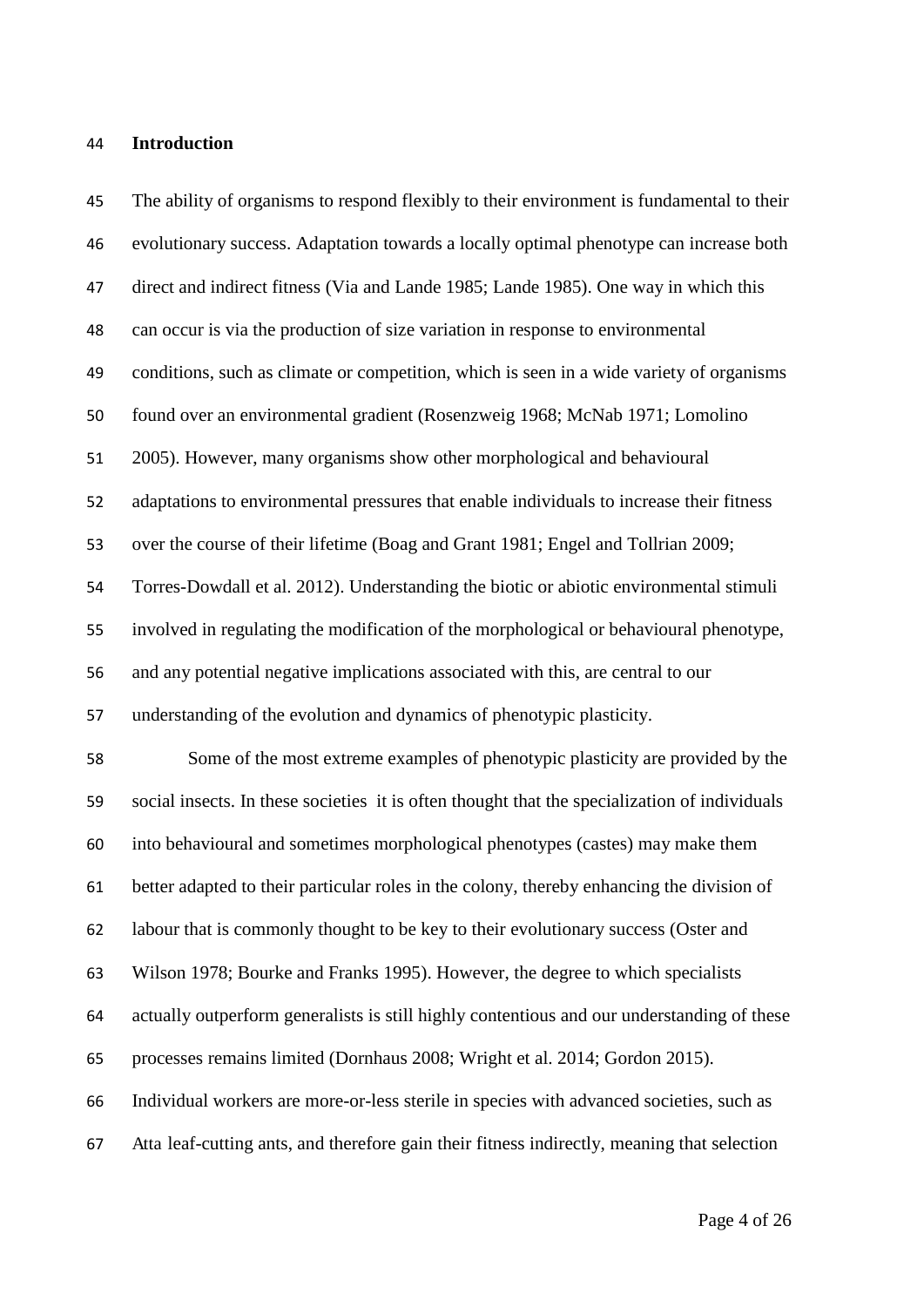## Introduction

The ability of organisms to respond flexibly to their environment is fundamental to their evolutionary success. Adaptation towards a locally optimal phenotype can increase both direct and indirect fitness (Via and Lande 1985; Lande 1985). One way in which this can occur is via the production of size variation in response to environmental conditions, such as climate or competition, which is seen in a wide variety of organisms found over an environmental gradient (Rosenzweig 1968; McNab 1971; Lomolino 2005). However, many organisms show other morphological and behavioural adaptations to environmental pressures that enable individuals to increase their fitness over the course of their lifetime (Boag and Grant 1981; Engel and Tollrian 2009; Torres-Dowdall et al. 2012). Understanding the biotic or abiotic environmental stimuli involved in regulating the modification of the morphological or behavioural phenotype, and any potential negative implications associated with this, are central to our understanding of the evolution and dynamics of phenotypic plasticity.

Some of the most extreme examples of phenotypic plasticity are provided by the social insects. In these societies it is often thought that the specialization of individuals into behavioural and sometimes morphological phenotypes (castes) may make them better adapted to their particular roles in the colony, thereby enhancing the division of labour that is commonly thought to be key to their evolutionary success (Oster and Wilson 1978; Bourke and Franks 1995). However, the degree to which specialists actually outperform generalists is still highly contentious and our understanding of these processes remains limited (Dornhaus 2008; Wright et al. 2014; Gordon 2015). Individual workers are more-or-less sterile in species with advanced societies, such as Atta leaf-cutting ants, and therefore gain their fitness indirectly, meaning that selection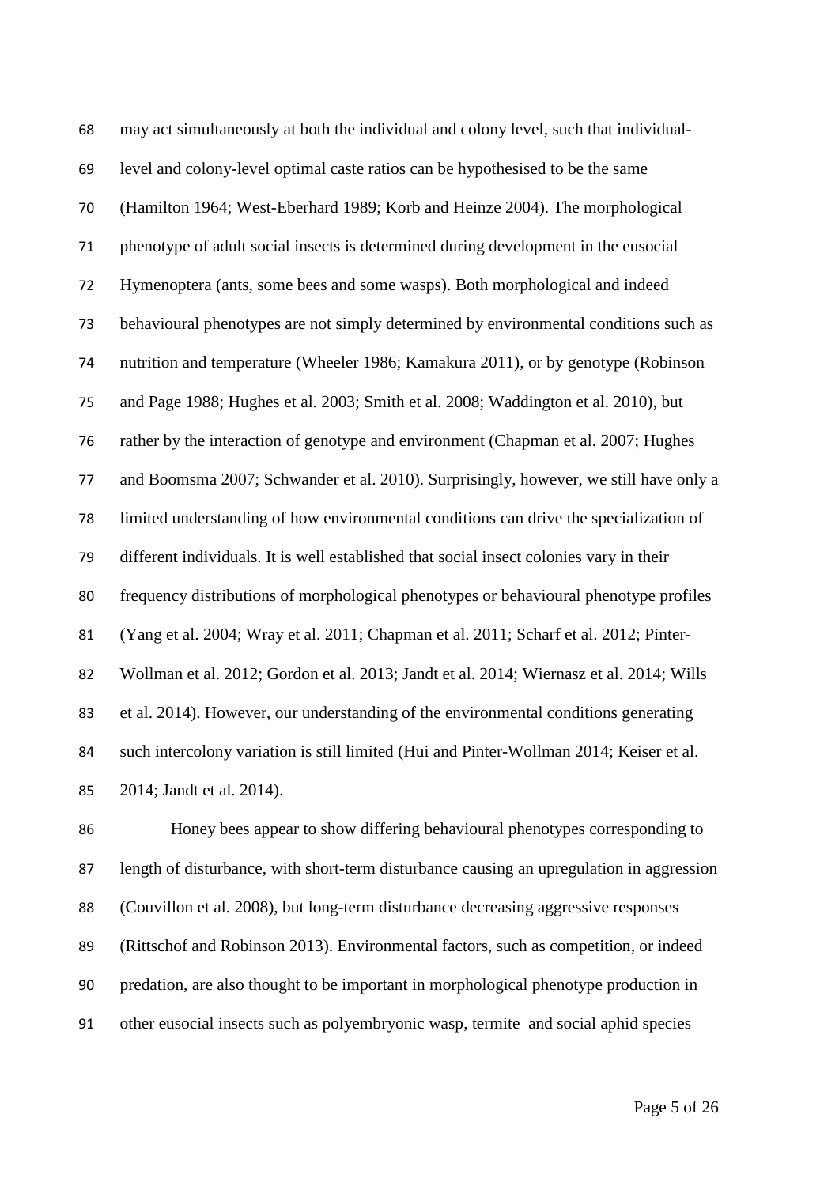may act simultaneously at both the individual and colony level, such that individual-level and colony-level optimal caste ratios can be hypothesised to be the same (Hamilton 1964; West-Eberhard 1989; Korb and Heinze 2004). The morphological phenotype of adult social insects is determined during development in the eusocial Hymenoptera (ants, some bees and some wasps). Both morphological and indeed behavioural phenotypes are not simply determined by environmental conditions such as nutrition and temperature (Wheeler 1986; Kamakura 2011), or by genotype (Robinson and Page 1988; Hughes et al. 2003; Smith et al. 2008; Waddington et al. 2010), but rather by the interaction of genotype and environment (Chapman et al. 2007; Hughes and Boomsma 2007; Schwander et al. 2010). Surprisingly, however, we still have only a limited understanding of how environmental conditions can drive the specialization of different individuals. It is well established that social insect colonies vary in their frequency distributions of morphological phenotypes or behavioural phenotype profiles (Yang et al. 2004; Wray et al. 2011; Chapman et al. 2011; Scharf et al. 2012; Pinter-Wollman et al. 2012; Gordon et al. 2013; Jandt et al. 2014; Wiernasz et al. 2014; Wills et al. 2014). However, our understanding of the environmental conditions generating such intercolony variation is still limited (Hui and Pinter-Wollman 2014; Keiser et al. 2014; Jandt et al. 2014).

Honey bees appear to show differing behavioural phenotypes corresponding to length of disturbance, with short-term disturbance causing an upregulation in aggression (Couvillon et al. 2008), but long-term disturbance decreasing aggressive responses (Rittschof and Robinson 2013). Environmental factors, such as competition, or indeed predation, are also thought to be important in morphological phenotype production in other eusocial insects such as polyembryonic wasp, termite and social aphid species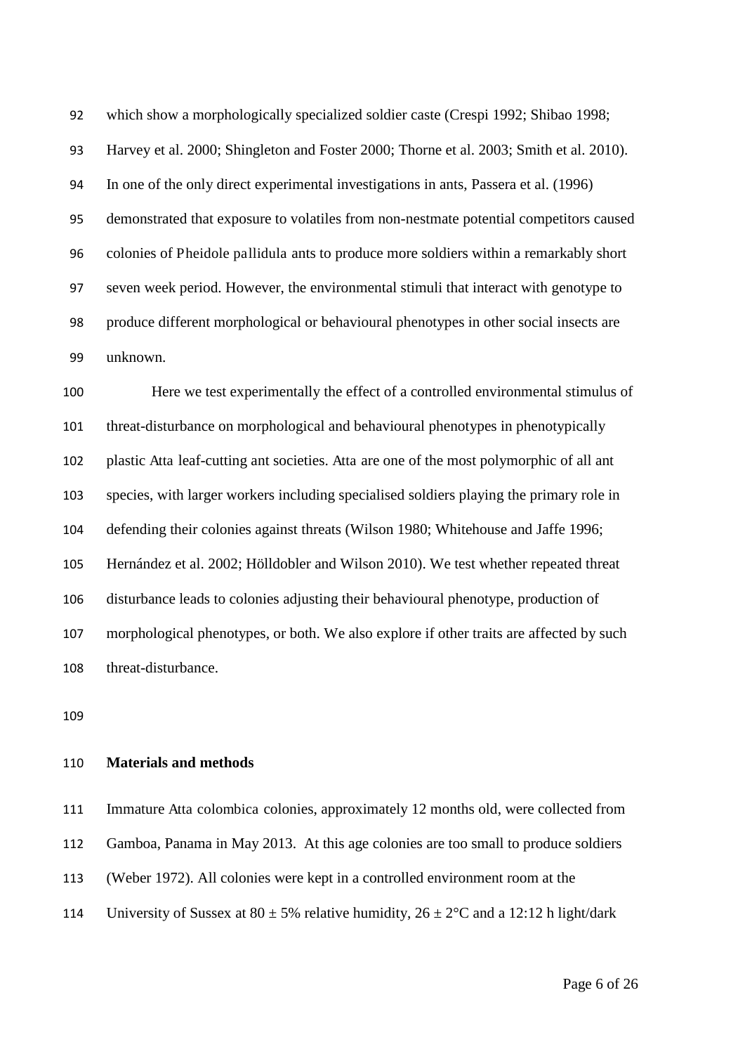which show a morphologically specialized soldier caste (Crespi 1992; Shibao 1998; Harvey et al. 2000; Shingleton and Foster 2000; Thorne et al. 2003; Smith et al. 2010). In one of the only direct experimental investigations in ants, Passera et al. (1996) demonstrated that exposure to volatiles from non-nestmate potential competitors caused colonies of *Pheidole pallidula* ants to produce more soldiers within a remarkably short seven week period. However, the environmental stimuli that interact with genotype to produce different morphological or behavioural phenotypes in other social insects are unknown.

Here we test experimentally the effect of a controlled environmental stimulus of threat-disturbance on morphological and behavioural phenotypes in phenotypically plastic *Atta* leaf-cutting ant societies. *Atta* are one of the most polymorphic of all ant species, with larger workers including specialised soldiers playing the primary role in defending their colonies against threats (Wilson 1980; Whitehouse and Jaffe 1996; Hernández et al. 2002; Hölldobler and Wilson 2010). We test whether repeated threat disturbance leads to colonies adjusting their behavioural phenotype, production of morphological phenotypes, or both. We also explore if other traits are affected by such threat-disturbance.

## Materials and methods

Immature *Atta colombica* colonies, approximately 12 months old, were collected from Gamboa, Panama in May 2013. At this age colonies are too small to produce soldiers (Weber 1972). All colonies were kept in a controlled environment room at the University of Sussex at 80 ± 5% relative humidity, 26 ± 2°C and a 12:12 h light/dark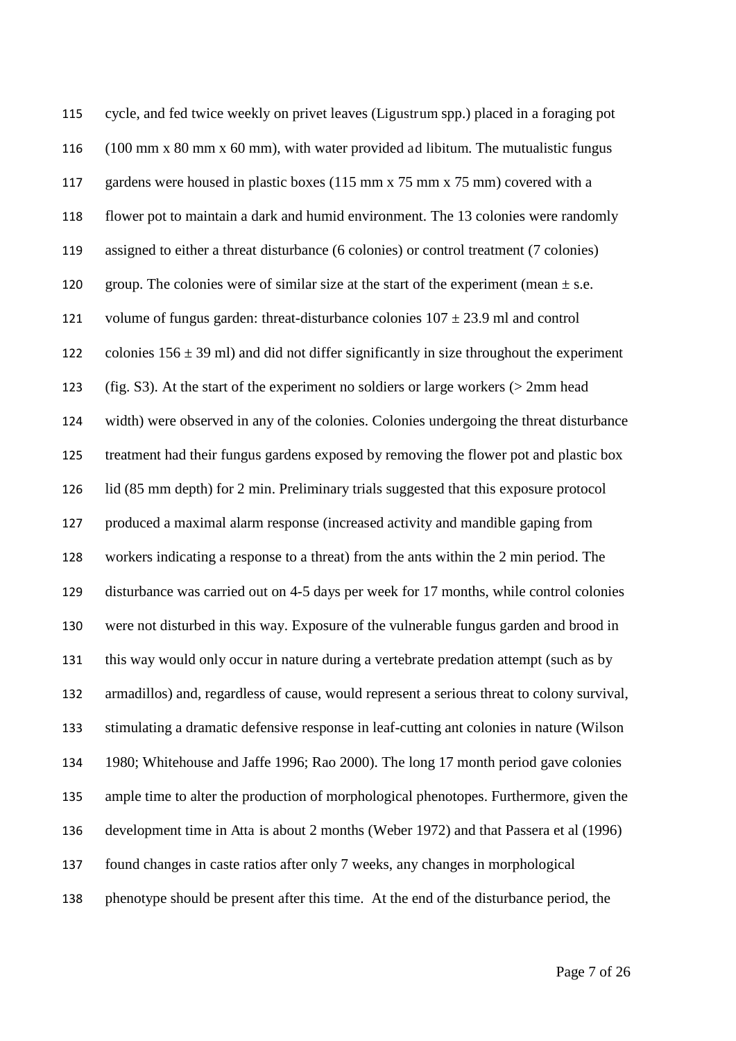cycle, and fed twice weekly on privet leaves (*Ligustrum* spp.) placed in a foraging pot (100 mm x 80 mm x 60 mm), with water provided *ad libitum*. The mutualistic fungus gardens were housed in plastic boxes (115 mm x 75 mm x 75 mm) covered with a flower pot to maintain a dark and humid environment. The 13 colonies were randomly assigned to either a threat disturbance (6 colonies) or control treatment (7 colonies) group. The colonies were of similar size at the start of the experiment (mean ± s.e. volume of fungus garden: threat-disturbance colonies 107 ± 23.9 ml and control colonies 156 ± 39 ml) and did not differ significantly in size throughout the experiment (fig. S3). At the start of the experiment no soldiers or large workers (> 2mm head width) were observed in any of the colonies. Colonies undergoing the threat disturbance treatment had their fungus gardens exposed by removing the flower pot and plastic box lid (85 mm depth) for 2 min. Preliminary trials suggested that this exposure protocol produced a maximal alarm response (increased activity and mandible gaping from workers indicating a response to a threat) from the ants within the 2 min period. The disturbance was carried out on 4-5 days per week for 17 months, while control colonies were not disturbed in this way. Exposure of the vulnerable fungus garden and brood in this way would only occur in nature during a vertebrate predation attempt (such as by armadillos) and, regardless of cause, would represent a serious threat to colony survival, stimulating a dramatic defensive response in leaf-cutting ant colonies in nature (Wilson 1980; Whitehouse and Jaffe 1996; Rao 2000). The long 17 month period gave colonies ample time to alter the production of morphological phenotopes. Furthermore, given the development time in *Atta* is about 2 months (Weber 1972) and that Passera et al (1996) found changes in caste ratios after only 7 weeks, any changes in morphological phenotype should be present after this time. At the end of the disturbance period, the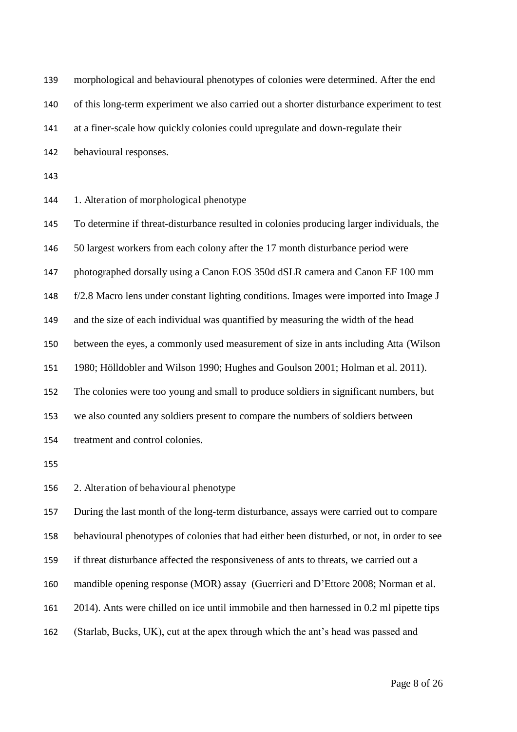morphological and behavioural phenotypes of colonies were determined. After the end of this long-term experiment we also carried out a shorter disturbance experiment to test at a finer-scale how quickly colonies could upregulate and down-regulate their behavioural responses.

1. Alteration of morphological phenotype

To determine if threat-disturbance resulted in colonies producing larger individuals, the 50 largest workers from each colony after the 17 month disturbance period were photographed dorsally using a Canon EOS 350d dSLR camera and Canon EF 100 mm f/2.8 Macro lens under constant lighting conditions. Images were imported into Image J and the size of each individual was quantified by measuring the width of the head between the eyes, a commonly used measurement of size in ants including Atta (Wilson 1980; Hölldobler and Wilson 1990; Hughes and Goulson 2001; Holman et al. 2011). The colonies were too young and small to produce soldiers in significant numbers, but we also counted any soldiers present to compare the numbers of soldiers between treatment and control colonies.

2. Alteration of behavioural phenotype

During the last month of the long-term disturbance, assays were carried out to compare behavioural phenotypes of colonies that had either been disturbed, or not, in order to see if threat disturbance affected the responsiveness of ants to threats, we carried out a mandible opening response (MOR) assay (Guerrieri and D'Ettore 2008; Norman et al. 2014). Ants were chilled on ice until immobile and then harnessed in 0.2 ml pipette tips (Starlab, Bucks, UK), cut at the apex through which the ant's head was passed and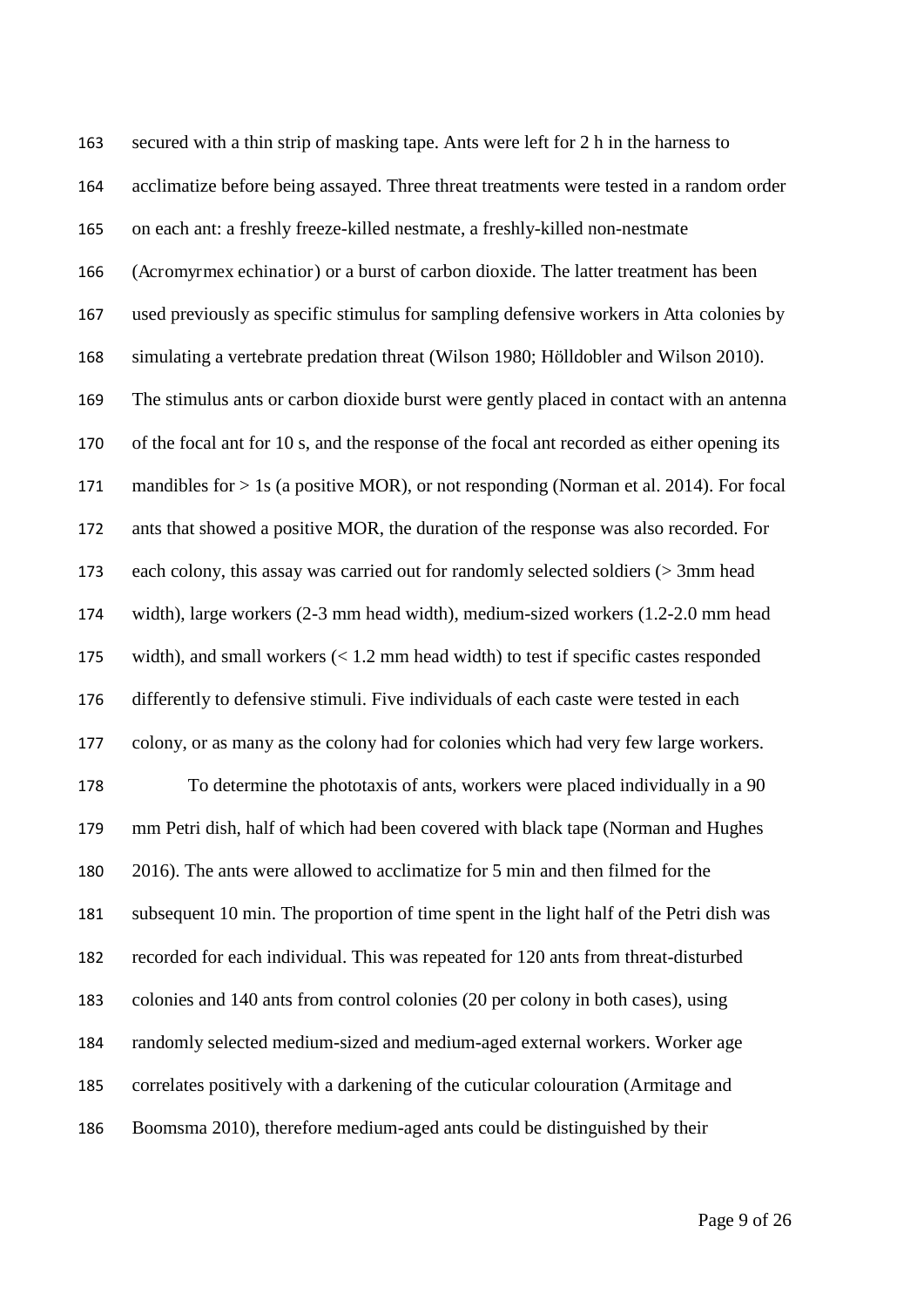secured with a thin strip of masking tape. Ants were left for 2 h in the harness to acclimatize before being assayed. Three threat treatments were tested in a random order on each ant: a freshly freeze-killed nestmate, a freshly-killed non-nestmate (*Acromyrmex echinatior*) or a burst of carbon dioxide. The latter treatment has been used previously as specific stimulus for sampling defensive workers in *Atta* colonies by simulating a vertebrate predation threat (Wilson 1980; Hölldobler and Wilson 2010). The stimulus ants or carbon dioxide burst were gently placed in contact with an antenna of the focal ant for 10 s, and the response of the focal ant recorded as either opening its mandibles for > 1s (a positive MOR), or not responding (Norman et al. 2014). For focal ants that showed a positive MOR, the duration of the response was also recorded. For each colony, this assay was carried out for randomly selected soldiers (> 3mm head width), large workers (2-3 mm head width), medium-sized workers (1.2-2.0 mm head width), and small workers (< 1.2 mm head width) to test if specific castes responded differently to defensive stimuli. Five individuals of each caste were tested in each colony, or as many as the colony had for colonies which had very few large workers.

To determine the phototaxis of ants, workers were placed individually in a 90 mm Petri dish, half of which had been covered with black tape (Norman and Hughes 2016). The ants were allowed to acclimatize for 5 min and then filmed for the subsequent 10 min. The proportion of time spent in the light half of the Petri dish was recorded for each individual. This was repeated for 120 ants from threat-disturbed colonies and 140 ants from control colonies (20 per colony in both cases), using randomly selected medium-sized and medium-aged external workers. Worker age correlates positively with a darkening of the cuticular colouration (Armitage and Boomsma 2010), therefore medium-aged ants could be distinguished by their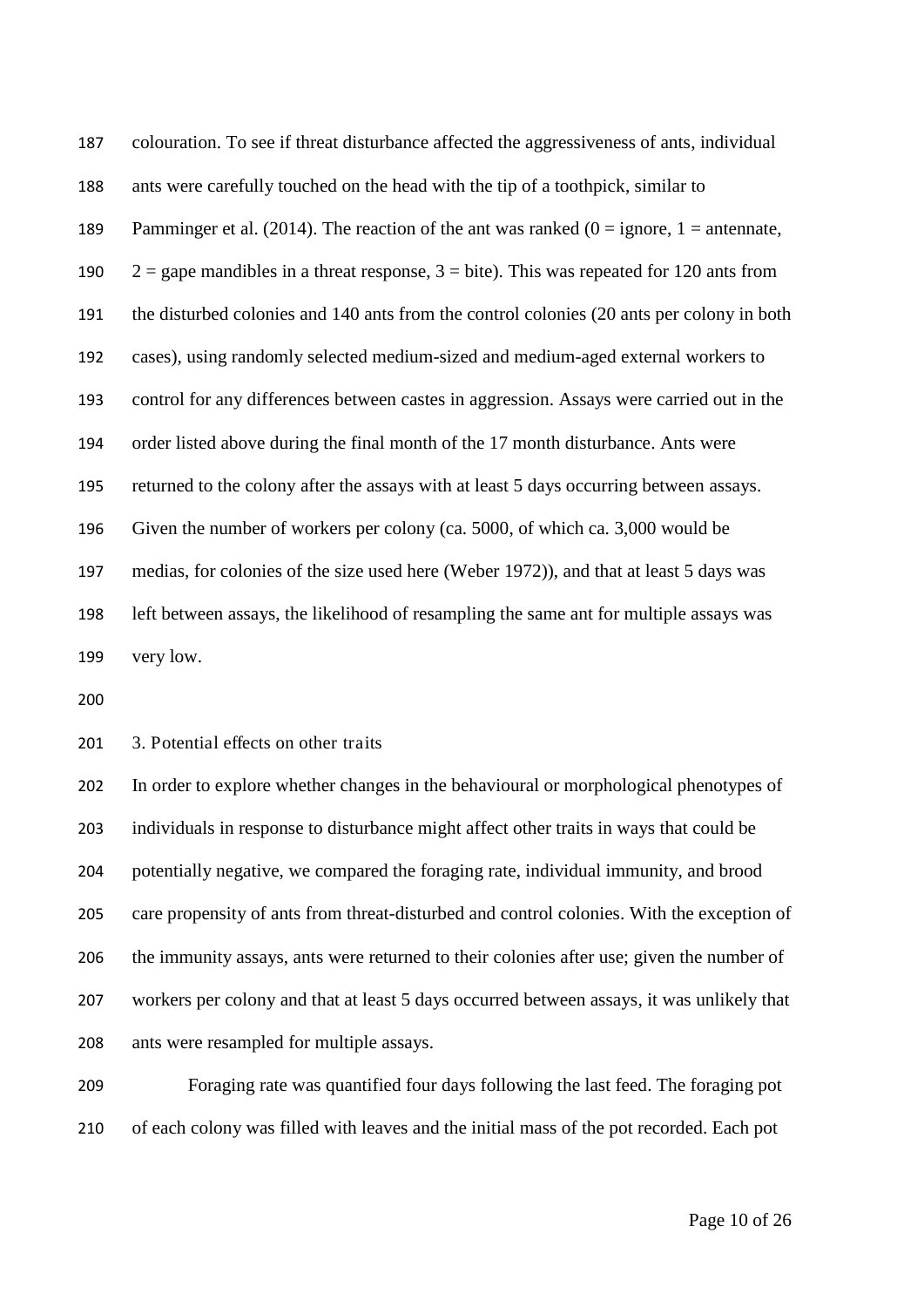colouration. To see if threat disturbance affected the aggressiveness of ants, individual ants were carefully touched on the head with the tip of a toothpick, similar to Pamminger et al. (2014). The reaction of the ant was ranked (0 = ignore, 1 = antennate, 2 = gape mandibles in a threat response, 3 = bite). This was repeated for 120 ants from the disturbed colonies and 140 ants from the control colonies (20 ants per colony in both cases), using randomly selected medium-sized and medium-aged external workers to control for any differences between castes in aggression. Assays were carried out in the order listed above during the final month of the 17 month disturbance. Ants were returned to the colony after the assays with at least 5 days occurring between assays. Given the number of workers per colony (ca. 5000, of which ca. 3,000 would be medias, for colonies of the size used here (Weber 1972)), and that at least 5 days was left between assays, the likelihood of resampling the same ant for multiple assays was very low.

3. Potential effects on other traits

In order to explore whether changes in the behavioural or morphological phenotypes of individuals in response to disturbance might affect other traits in ways that could be potentially negative, we compared the foraging rate, individual immunity, and brood care propensity of ants from threat-disturbed and control colonies. With the exception of the immunity assays, ants were returned to their colonies after use; given the number of workers per colony and that at least 5 days occurred between assays, it was unlikely that ants were resampled for multiple assays.

Foraging rate was quantified four days following the last feed. The foraging pot of each colony was filled with leaves and the initial mass of the pot recorded. Each pot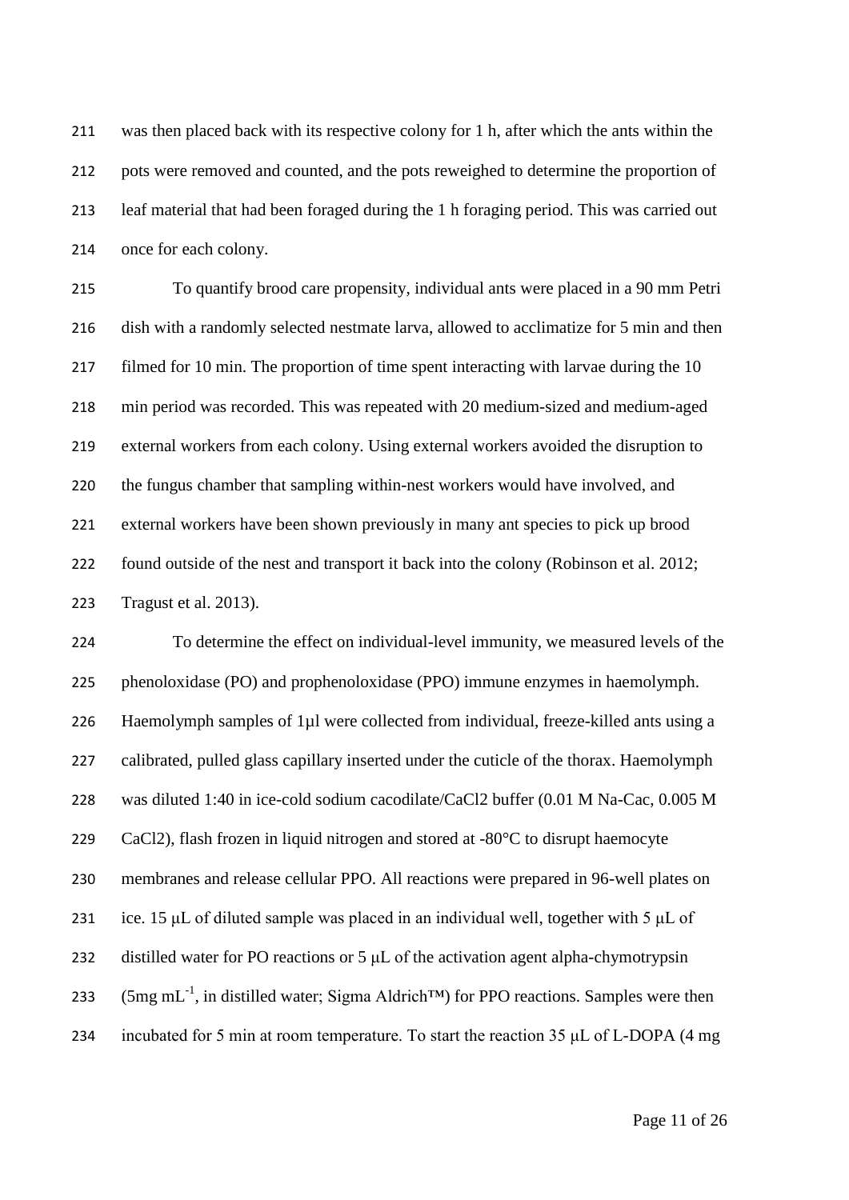was then placed back with its respective colony for 1 h, after which the ants within the pots were removed and counted, and the pots reweighed to determine the proportion of leaf material that had been foraged during the 1 h foraging period. This was carried out once for each colony.

To quantify brood care propensity, individual ants were placed in a 90 mm Petri dish with a randomly selected nestmate larva, allowed to acclimatize for 5 min and then filmed for 10 min. The proportion of time spent interacting with larvae during the 10 min period was recorded. This was repeated with 20 medium-sized and medium-aged external workers from each colony. Using external workers avoided the disruption to the fungus chamber that sampling within-nest workers would have involved, and external workers have been shown previously in many ant species to pick up brood found outside of the nest and transport it back into the colony (Robinson et al. 2012; Tragust et al. 2013).

To determine the effect on individual-level immunity, we measured levels of the phenoloxidase (PO) and prophenoloxidase (PPO) immune enzymes in haemolymph. Haemolymph samples of 1µl were collected from individual, freeze-killed ants using a calibrated, pulled glass capillary inserted under the cuticle of the thorax. Haemolymph was diluted 1:40 in ice-cold sodium cacodilate/$CaCl_2$ buffer (0.01 M Na-Cac, 0.005 M $CaCl_2$), flash frozen in liquid nitrogen and stored at -80°C to disrupt haemocyte membranes and release cellular PPO. All reactions were prepared in 96-well plates on ice. 15 µL of diluted sample was placed in an individual well, together with 5 µL of distilled water for PO reactions or 5 µL of the activation agent alpha-chymotrypsin (5mg $mL^{-1}$, in distilled water; Sigma Aldrich™) for PPO reactions. Samples were then incubated for 5 min at room temperature. To start the reaction 35 µL of L-DOPA (4 mg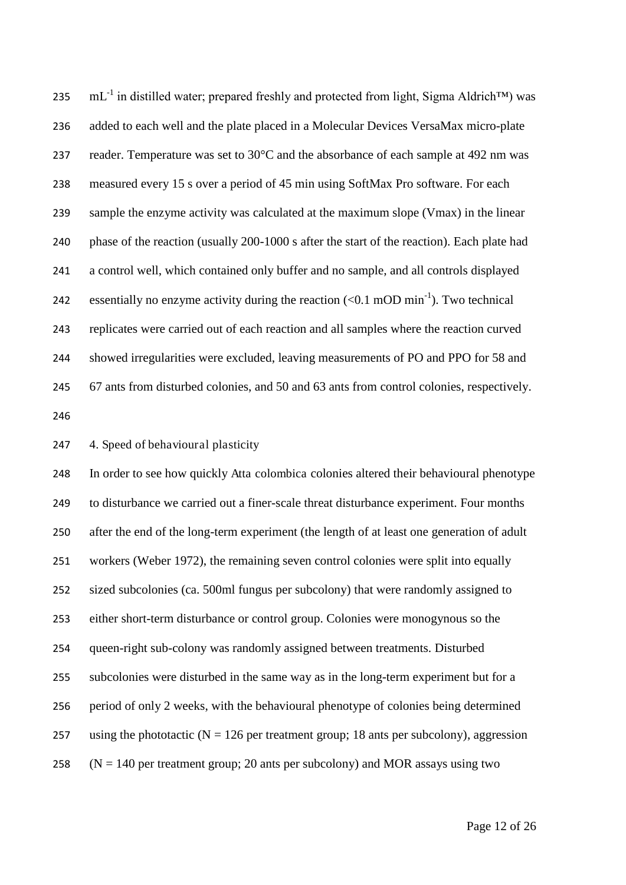$mL^{-1}$ in distilled water; prepared freshly and protected from light, Sigma Aldrich™) was added to each well and the plate placed in a Molecular Devices VersaMax micro-plate reader. Temperature was set to 30°C and the absorbance of each sample at 492 nm was measured every 15 s over a period of 45 min using SoftMax Pro software. For each sample the enzyme activity was calculated at the maximum slope (Vmax) in the linear phase of the reaction (usually 200-1000 s after the start of the reaction). Each plate had a control well, which contained only buffer and no sample, and all controls displayed essentially no enzyme activity during the reaction (<0.1 mOD $min^{-1}$). Two technical replicates were carried out of each reaction and all samples where the reaction curved showed irregularities were excluded, leaving measurements of PO and PPO for 58 and 67 ants from disturbed colonies, and 50 and 63 ants from control colonies, respectively.

4. Speed of behavioural plasticity

In order to see how quickly *Atta colombica* colonies altered their behavioural phenotype to disturbance we carried out a finer-scale threat disturbance experiment. Four months after the end of the long-term experiment (the length of at least one generation of adult workers (Weber 1972), the remaining seven control colonies were split into equally sized subcolonies (ca. 500ml fungus per subcolony) that were randomly assigned to either short-term disturbance or control group. Colonies were monogynous so the queen-right sub-colony was randomly assigned between treatments. Disturbed subcolonies were disturbed in the same way as in the long-term experiment but for a period of only 2 weeks, with the behavioural phenotype of colonies being determined using the phototactic (N = 126 per treatment group; 18 ants per subcolony), aggression (N = 140 per treatment group; 20 ants per subcolony) and MOR assays using two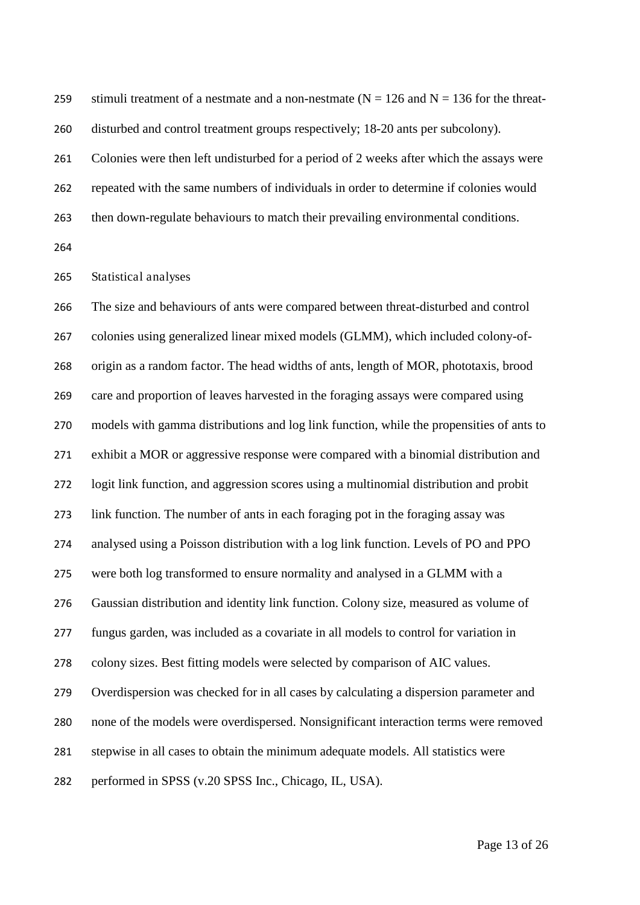stimuli treatment of a nestmate and a non-nestmate (N = 126 and N = 136 for the threat-disturbed and control treatment groups respectively; 18-20 ants per subcolony). Colonies were then left undisturbed for a period of 2 weeks after which the assays were repeated with the same numbers of individuals in order to determine if colonies would then down-regulate behaviours to match their prevailing environmental conditions.

## Statistical analyses

The size and behaviours of ants were compared between threat-disturbed and control colonies using generalized linear mixed models (GLMM), which included colony-of-origin as a random factor. The head widths of ants, length of MOR, phototaxis, brood care and proportion of leaves harvested in the foraging assays were compared using models with gamma distributions and log link function, while the propensities of ants to exhibit a MOR or aggressive response were compared with a binomial distribution and logit link function, and aggression scores using a multinomial distribution and probit link function. The number of ants in each foraging pot in the foraging assay was analysed using a Poisson distribution with a log link function. Levels of PO and PPO were both log transformed to ensure normality and analysed in a GLMM with a Gaussian distribution and identity link function. Colony size, measured as volume of fungus garden, was included as a covariate in all models to control for variation in colony sizes. Best fitting models were selected by comparison of AIC values. Overdispersion was checked for in all cases by calculating a dispersion parameter and none of the models were overdispersed. Nonsignificant interaction terms were removed stepwise in all cases to obtain the minimum adequate models. All statistics were performed in SPSS (v.20 SPSS Inc., Chicago, IL, USA).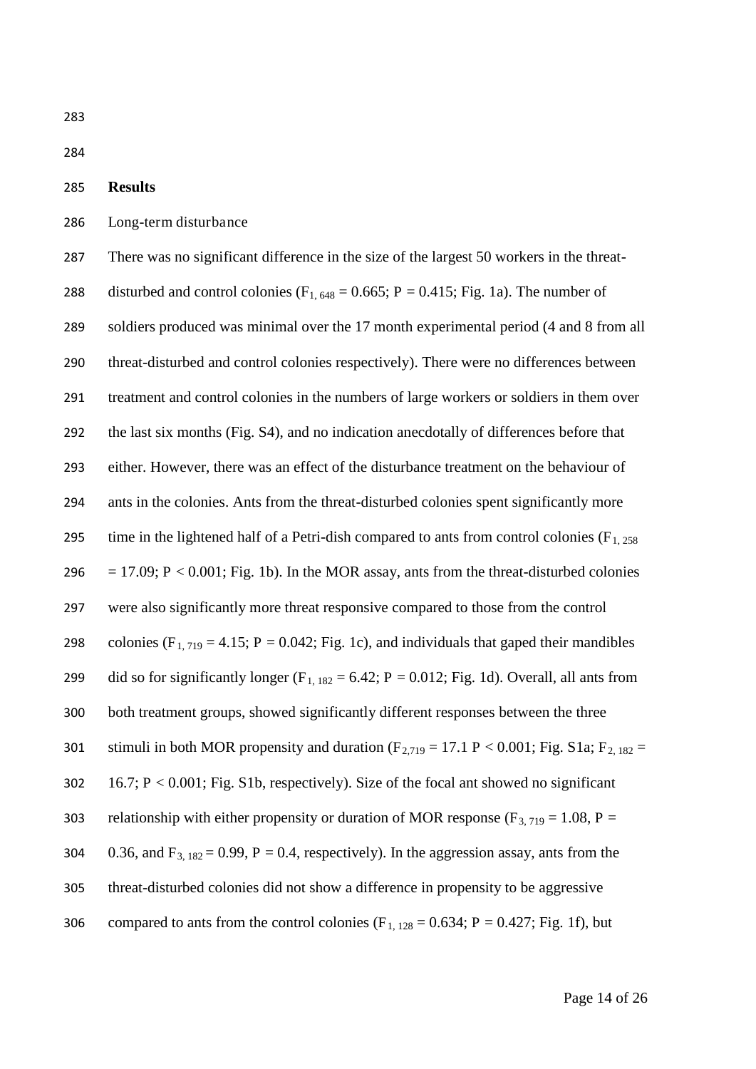## Results

Long-term disturbance

There was no significant difference in the size of the largest 50 workers in the threat-disturbed and control colonies ($F_{1, 648} = 0.665$; $P = 0.415$; Fig. 1a). The number of soldiers produced was minimal over the 17 month experimental period (4 and 8 from all threat-disturbed and control colonies respectively). There were no differences between treatment and control colonies in the numbers of large workers or soldiers in them over the last six months (Fig. S4), and no indication anecdotally of differences before that either. However, there was an effect of the disturbance treatment on the behaviour of ants in the colonies. Ants from the threat-disturbed colonies spent significantly more time in the lightened half of a Petri-dish compared to ants from control colonies ($F_{1, 258} = 17.09$; $P < 0.001$; Fig. 1b). In the MOR assay, ants from the threat-disturbed colonies were also significantly more threat responsive compared to those from the control colonies ($F_{1, 719} = 4.15$; $P = 0.042$; Fig. 1c), and individuals that gaped their mandibles did so for significantly longer ($F_{1, 182} = 6.42$; $P = 0.012$; Fig. 1d). Overall, all ants from both treatment groups, showed significantly different responses between the three stimuli in both MOR propensity and duration ($F_{2,719} = 17.1$ $P < 0.001$; Fig. S1a; $F_{2, 182} = 16.7$; $P < 0.001$; Fig. S1b, respectively). Size of the focal ant showed no significant relationship with either propensity or duration of MOR response ($F_{3, 719} = 1.08$, $P = 0.36$, and $F_{3, 182} = 0.99$, $P = 0.4$, respectively). In the aggression assay, ants from the threat-disturbed colonies did not show a difference in propensity to be aggressive compared to ants from the control colonies ($F_{1, 128} = 0.634$; $P = 0.427$; Fig. 1f), but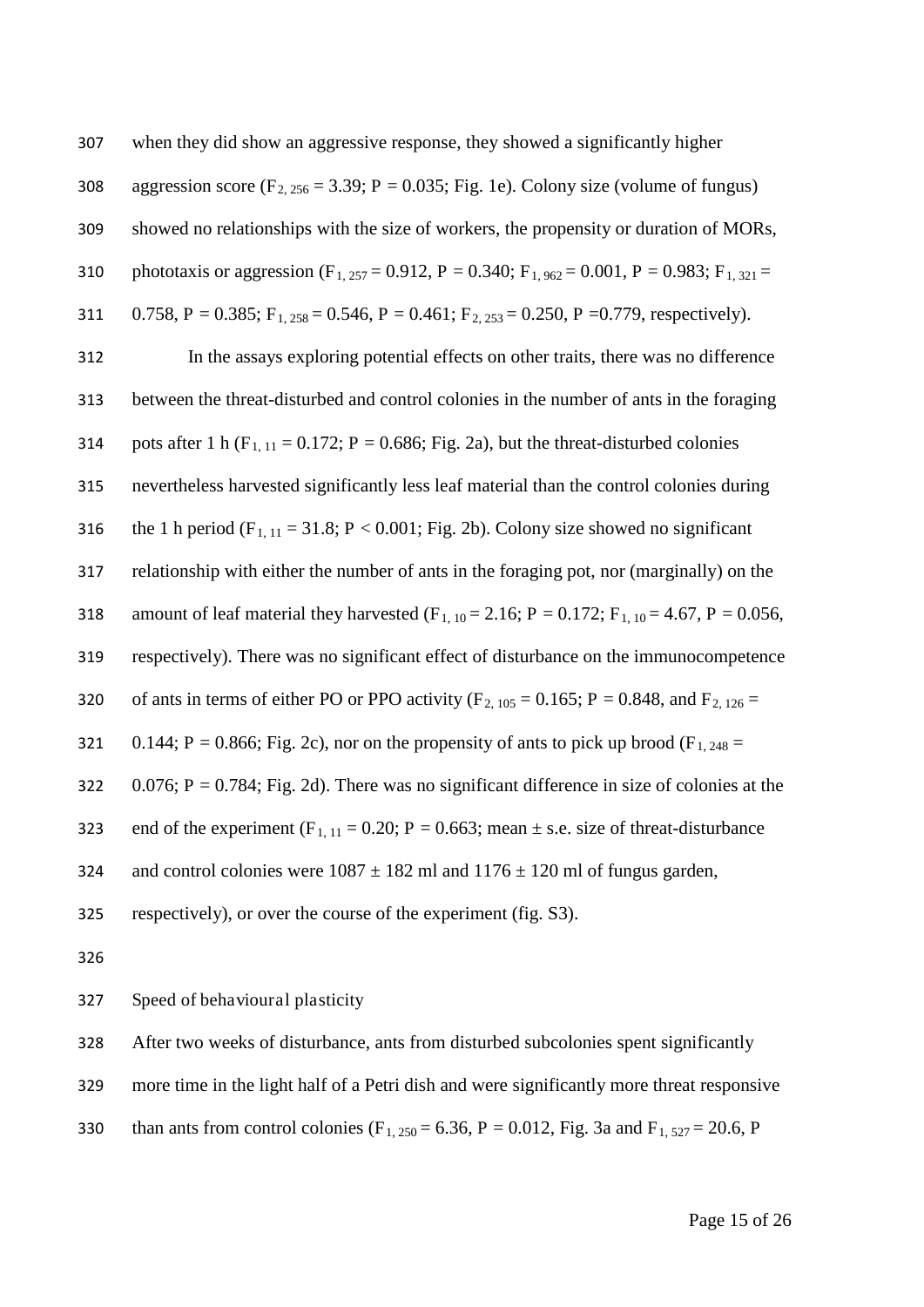when they did show an aggressive response, they showed a significantly higher aggression score ($F_{2, 256} = 3.39$; $P = 0.035$; Fig. 1e). Colony size (volume of fungus) showed no relationships with the size of workers, the propensity or duration of MORs, phototaxis or aggression ($F_{1, 257} = 0.912$, $P = 0.340$; $F_{1, 962} = 0.001$, $P = 0.983$; $F_{1, 321} = 0.758$, $P = 0.385$; $F_{1, 258} = 0.546$, $P = 0.461$; $F_{2, 253} = 0.250$, $P = 0.779$, respectively).

In the assays exploring potential effects on other traits, there was no difference between the threat-disturbed and control colonies in the number of ants in the foraging pots after 1 h ($F_{1, 11} = 0.172$; $P = 0.686$; Fig. 2a), but the threat-disturbed colonies nevertheless harvested significantly less leaf material than the control colonies during the 1 h period ($F_{1, 11} = 31.8$; $P < 0.001$; Fig. 2b). Colony size showed no significant relationship with either the number of ants in the foraging pot, nor (marginally) on the amount of leaf material they harvested ($F_{1, 10} = 2.16$; $P = 0.172$; $F_{1, 10} = 4.67$, $P = 0.056$, respectively). There was no significant effect of disturbance on the immunocompetence of ants in terms of either PO or PPO activity ($F_{2, 105} = 0.165$; $P = 0.848$, and $F_{2, 126} = 0.144$; $P = 0.866$; Fig. 2c), nor on the propensity of ants to pick up brood ($F_{1, 248} = 0.076$; $P = 0.784$; Fig. 2d). There was no significant difference in size of colonies at the end of the experiment ($F_{1, 11} = 0.20$; $P = 0.663$; mean ± s.e. size of threat-disturbance and control colonies were 1087 ± 182 ml and 1176 ± 120 ml of fungus garden, respectively), or over the course of the experiment (fig. S3).

## Speed of behavioural plasticity

After two weeks of disturbance, ants from disturbed subcolonies spent significantly more time in the light half of a Petri dish and were significantly more threat responsive than ants from control colonies ($F_{1, 250} = 6.36$, $P = 0.012$, Fig. 3a and $F_{1, 527} = 20.6$, P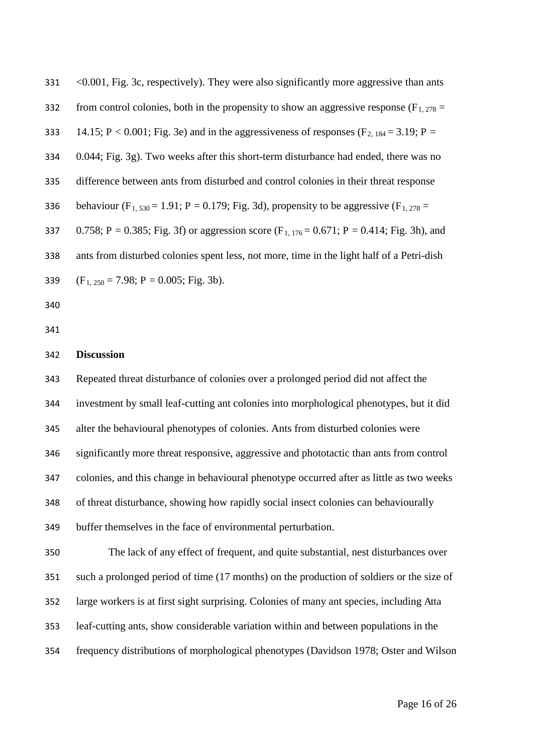<0.001, Fig. 3c, respectively). They were also significantly more aggressive than ants from control colonies, both in the propensity to show an aggressive response ($F_{1, 278} = 14.15$; $P < 0.001$; Fig. 3e) and in the aggressiveness of responses ($F_{2, 184} = 3.19$; $P = 0.044$; Fig. 3g). Two weeks after this short-term disturbance had ended, there was no difference between ants from disturbed and control colonies in their threat response behaviour ($F_{1, 530} = 1.91$; $P = 0.179$; Fig. 3d), propensity to be aggressive ($F_{1, 278} = 0.758$; $P = 0.385$; Fig. 3f) or aggression score ($F_{1, 176} = 0.671$; $P = 0.414$; Fig. 3h), and ants from disturbed colonies spent less, not more, time in the light half of a Petri-dish ($F_{1, 250} = 7.98$; $P = 0.005$; Fig. 3b).

## Discussion

Repeated threat disturbance of colonies over a prolonged period did not affect the investment by small leaf-cutting ant colonies into morphological phenotypes, but it did alter the behavioural phenotypes of colonies. Ants from disturbed colonies were significantly more threat responsive, aggressive and phototactic than ants from control colonies, and this change in behavioural phenotype occurred after as little as two weeks of threat disturbance, showing how rapidly social insect colonies can behaviourally buffer themselves in the face of environmental perturbation.

The lack of any effect of frequent, and quite substantial, nest disturbances over such a prolonged period of time (17 months) on the production of soldiers or the size of large workers is at first sight surprising. Colonies of many ant species, including Atta leaf-cutting ants, show considerable variation within and between populations in the frequency distributions of morphological phenotypes (Davidson 1978; Oster and Wilson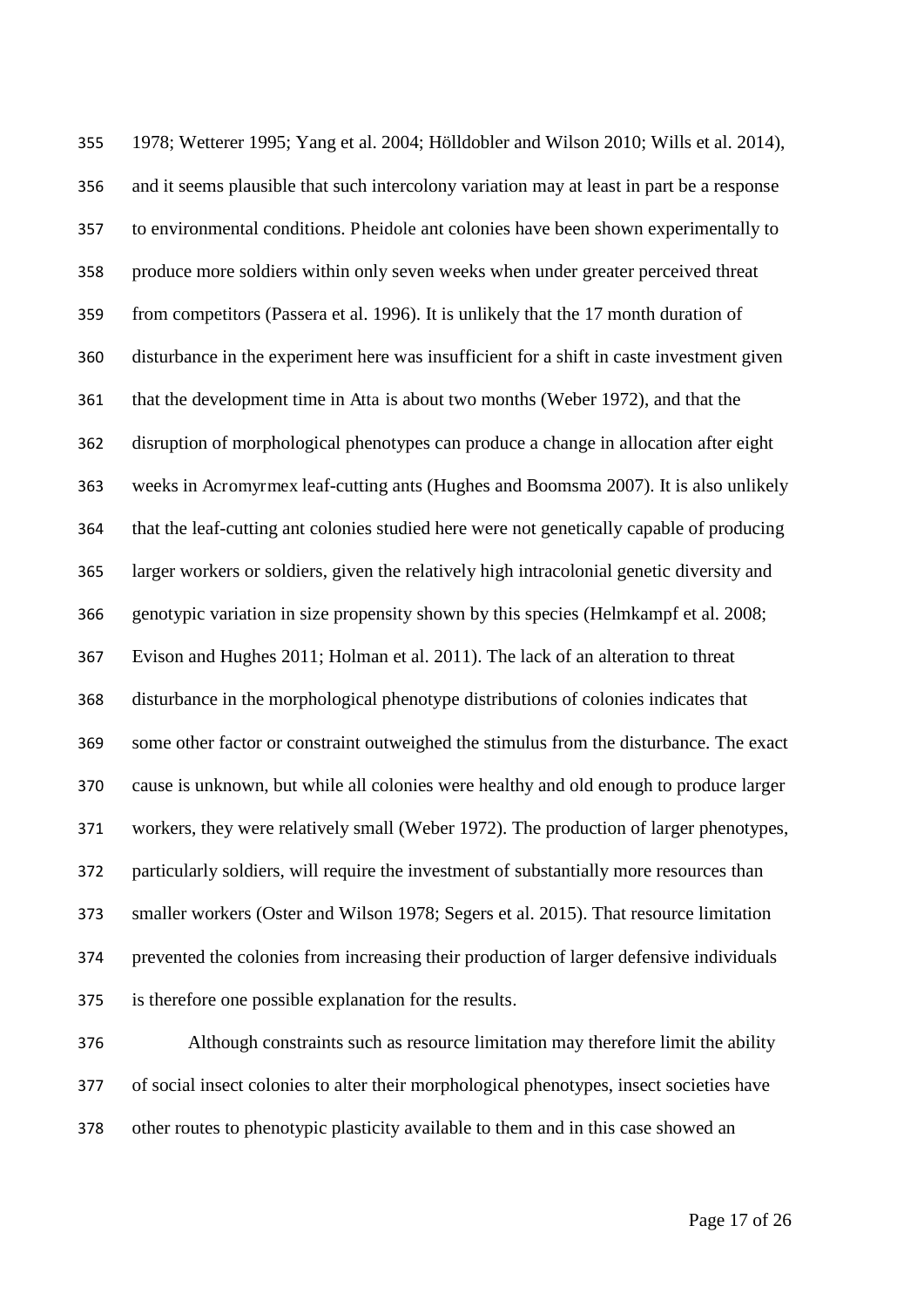1978; Wetterer 1995; Yang et al. 2004; Hölldobler and Wilson 2010; Wills et al. 2014), and it seems plausible that such intercolony variation may at least in part be a response to environmental conditions. *Pheidole* ant colonies have been shown experimentally to produce more soldiers within only seven weeks when under greater perceived threat from competitors (Passera et al. 1996). It is unlikely that the 17 month duration of disturbance in the experiment here was insufficient for a shift in caste investment given that the development time in *Atta* is about two months (Weber 1972), and that the disruption of morphological phenotypes can produce a change in allocation after eight weeks in *Acromyrmex* leaf-cutting ants (Hughes and Boomsma 2007). It is also unlikely that the leaf-cutting ant colonies studied here were not genetically capable of producing larger workers or soldiers, given the relatively high intracolonial genetic diversity and genotypic variation in size propensity shown by this species (Helmkampf et al. 2008; Evison and Hughes 2011; Holman et al. 2011). The lack of an alteration to threat disturbance in the morphological phenotype distributions of colonies indicates that some other factor or constraint outweighed the stimulus from the disturbance. The exact cause is unknown, but while all colonies were healthy and old enough to produce larger workers, they were relatively small (Weber 1972). The production of larger phenotypes, particularly soldiers, will require the investment of substantially more resources than smaller workers (Oster and Wilson 1978; Segers et al. 2015). That resource limitation prevented the colonies from increasing their production of larger defensive individuals is therefore one possible explanation for the results.

Although constraints such as resource limitation may therefore limit the ability of social insect colonies to alter their morphological phenotypes, insect societies have other routes to phenotypic plasticity available to them and in this case showed an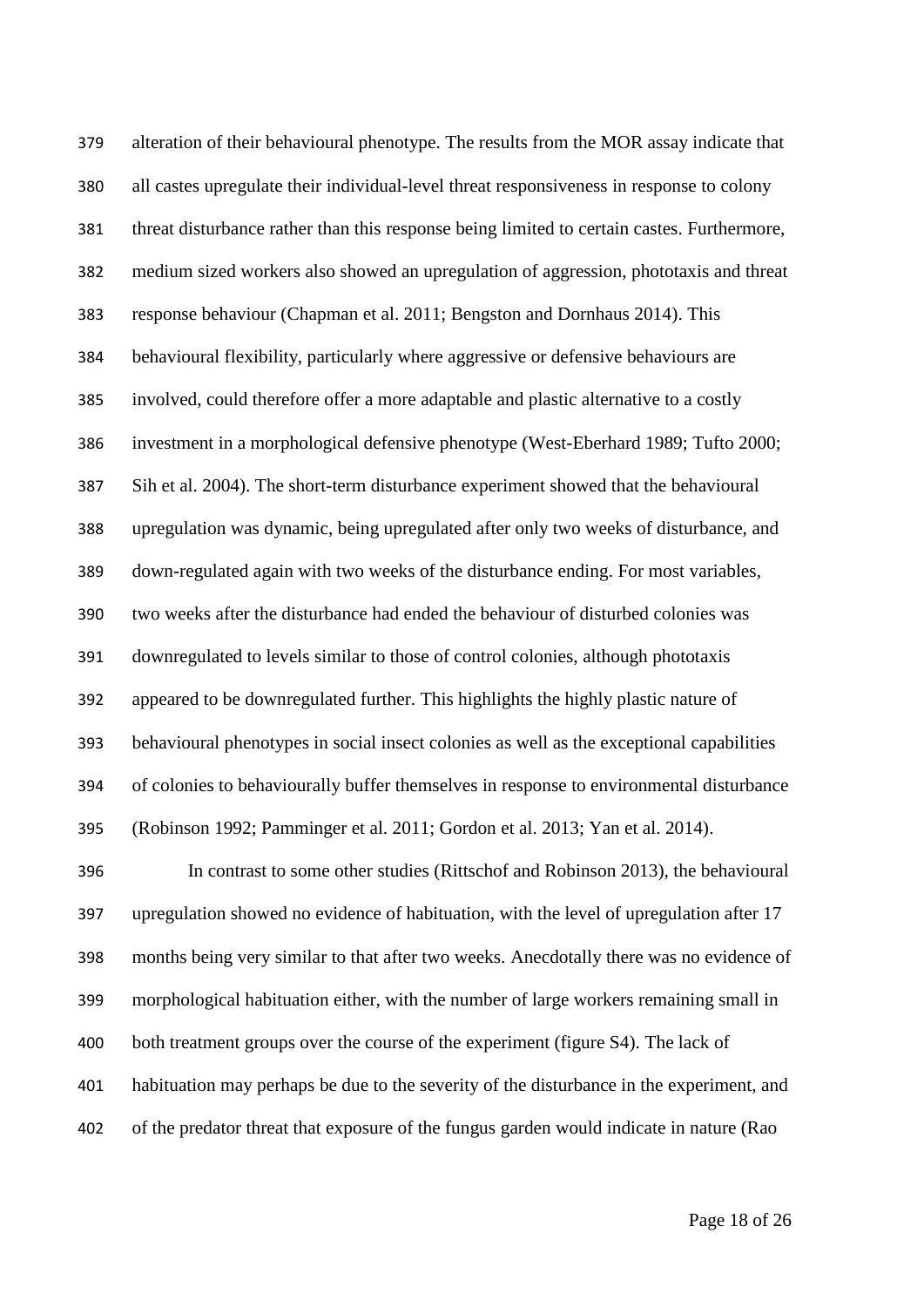alteration of their behavioural phenotype. The results from the MOR assay indicate that all castes upregulate their individual-level threat responsiveness in response to colony threat disturbance rather than this response being limited to certain castes. Furthermore, medium sized workers also showed an upregulation of aggression, phototaxis and threat response behaviour (Chapman et al. 2011; Bengston and Dornhaus 2014). This behavioural flexibility, particularly where aggressive or defensive behaviours are involved, could therefore offer a more adaptable and plastic alternative to a costly investment in a morphological defensive phenotype (West-Eberhard 1989; Tufto 2000; Sih et al. 2004). The short-term disturbance experiment showed that the behavioural upregulation was dynamic, being upregulated after only two weeks of disturbance, and down-regulated again with two weeks of the disturbance ending. For most variables, two weeks after the disturbance had ended the behaviour of disturbed colonies was downregulated to levels similar to those of control colonies, although phototaxis appeared to be downregulated further. This highlights the highly plastic nature of behavioural phenotypes in social insect colonies as well as the exceptional capabilities of colonies to behaviourally buffer themselves in response to environmental disturbance (Robinson 1992; Pamminger et al. 2011; Gordon et al. 2013; Yan et al. 2014).

In contrast to some other studies (Rittschof and Robinson 2013), the behavioural upregulation showed no evidence of habituation, with the level of upregulation after 17 months being very similar to that after two weeks. Anecdotally there was no evidence of morphological habituation either, with the number of large workers remaining small in both treatment groups over the course of the experiment (figure S4). The lack of habituation may perhaps be due to the severity of the disturbance in the experiment, and of the predator threat that exposure of the fungus garden would indicate in nature (Rao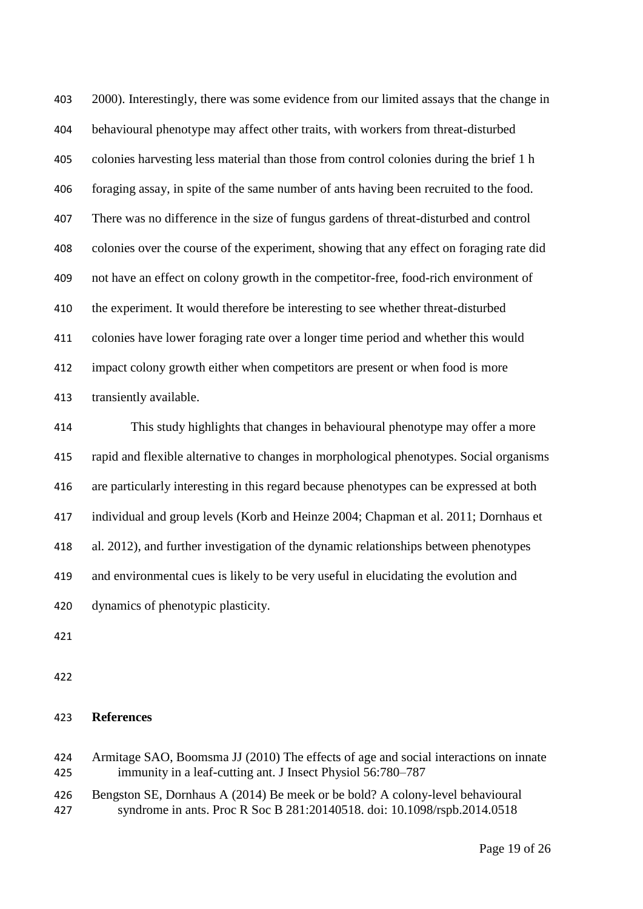2000). Interestingly, there was some evidence from our limited assays that the change in behavioural phenotype may affect other traits, with workers from threat-disturbed colonies harvesting less material than those from control colonies during the brief 1 h foraging assay, in spite of the same number of ants having been recruited to the food. There was no difference in the size of fungus gardens of threat-disturbed and control colonies over the course of the experiment, showing that any effect on foraging rate did not have an effect on colony growth in the competitor-free, food-rich environment of the experiment. It would therefore be interesting to see whether threat-disturbed colonies have lower foraging rate over a longer time period and whether this would impact colony growth either when competitors are present or when food is more transiently available.

This study highlights that changes in behavioural phenotype may offer a more rapid and flexible alternative to changes in morphological phenotypes. Social organisms are particularly interesting in this regard because phenotypes can be expressed at both individual and group levels (Korb and Heinze 2004; Chapman et al. 2011; Dornhaus et al. 2012), and further investigation of the dynamic relationships between phenotypes and environmental cues is likely to be very useful in elucidating the evolution and dynamics of phenotypic plasticity.

## References

Armitage SAO, Boomsma JJ (2010) The effects of age and social interactions on innate immunity in a leaf-cutting ant. J Insect Physiol 56:780–787

Bengston SE, Dornhaus A (2014) Be meek or be bold? A colony-level behavioural syndrome in ants. Proc R Soc B 281:20140518. doi: 10.1098/rspb.2014.0518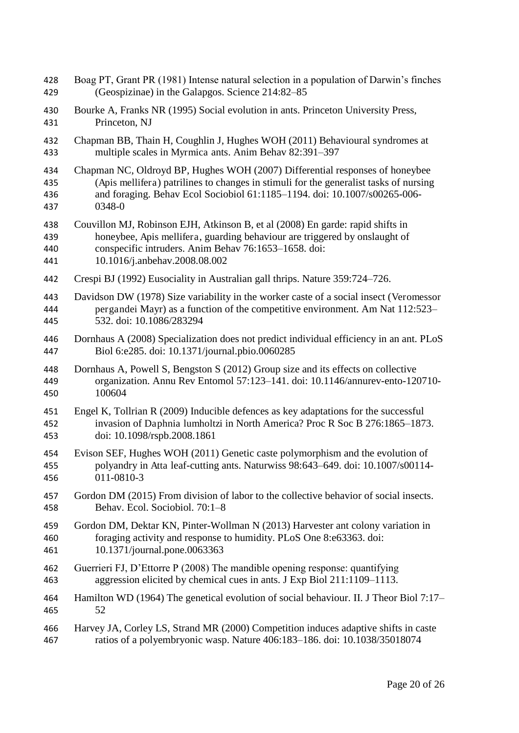Boag PT, Grant PR (1981) Intense natural selection in a population of Darwin's finches (Geospizinae) in the Galapgos. Science 214:82–85

Bourke A, Franks NR (1995) Social evolution in ants. Princeton University Press, Princeton, NJ

Chapman BB, Thain H, Coughlin J, Hughes WOH (2011) Behavioural syndromes at multiple scales in *Myrmica* ants. Anim Behav 82:391–397

Chapman NC, Oldroyd BP, Hughes WOH (2007) Differential responses of honeybee (*Apis mellifera*) patrilines to changes in stimuli for the generalist tasks of nursing and foraging. Behav Ecol Sociobiol 61:1185–1194. doi: 10.1007/s00265-006-0348-0

Couvillon MJ, Robinson EJH, Atkinson B, et al (2008) En garde: rapid shifts in honeybee, *Apis mellifera*, guarding behaviour are triggered by onslaught of conspecific intruders. Anim Behav 76:1653–1658. doi: 10.1016/j.anbehav.2008.08.002

Crespi BJ (1992) Eusociality in Australian gall thrips. Nature 359:724–726.

Davidson DW (1978) Size variability in the worker caste of a social insect (*Veromessor pergandei* Mayr) as a function of the competitive environment. Am Nat 112:523–532. doi: 10.1086/283294

Dornhaus A (2008) Specialization does not predict individual efficiency in an ant. PLoS Biol 6:e285. doi: 10.1371/journal.pbio.0060285

Dornhaus A, Powell S, Bengston S (2012) Group size and its effects on collective organization. Annu Rev Entomol 57:123–141. doi: 10.1146/annurev-ento-120710-100604

Engel K, Tollrian R (2009) Inducible defences as key adaptations for the successful invasion of *Daphnia lumholtzi* in North America? Proc R Soc B 276:1865–1873. doi: 10.1098/rspb.2008.1861

Evison SEF, Hughes WOH (2011) Genetic caste polymorphism and the evolution of polyandry in *Atta* leaf-cutting ants. Naturwiss 98:643–649. doi: 10.1007/s00114-011-0810-3

Gordon DM (2015) From division of labor to the collective behavior of social insects. Behav. Ecol. Sociobiol. 70:1–8

Gordon DM, Dektar KN, Pinter-Wollman N (2013) Harvester ant colony variation in foraging activity and response to humidity. PLoS One 8:e63363. doi: 10.1371/journal.pone.0063363

Guerrieri FJ, D'Ettorre P (2008) The mandible opening response: quantifying aggression elicited by chemical cues in ants. J Exp Biol 211:1109–1113.

Hamilton WD (1964) The genetical evolution of social behaviour. II. J Theor Biol 7:17–52

Harvey JA, Corley LS, Strand MR (2000) Competition induces adaptive shifts in caste ratios of a polyembryonic wasp. Nature 406:183–186. doi: 10.1038/35018074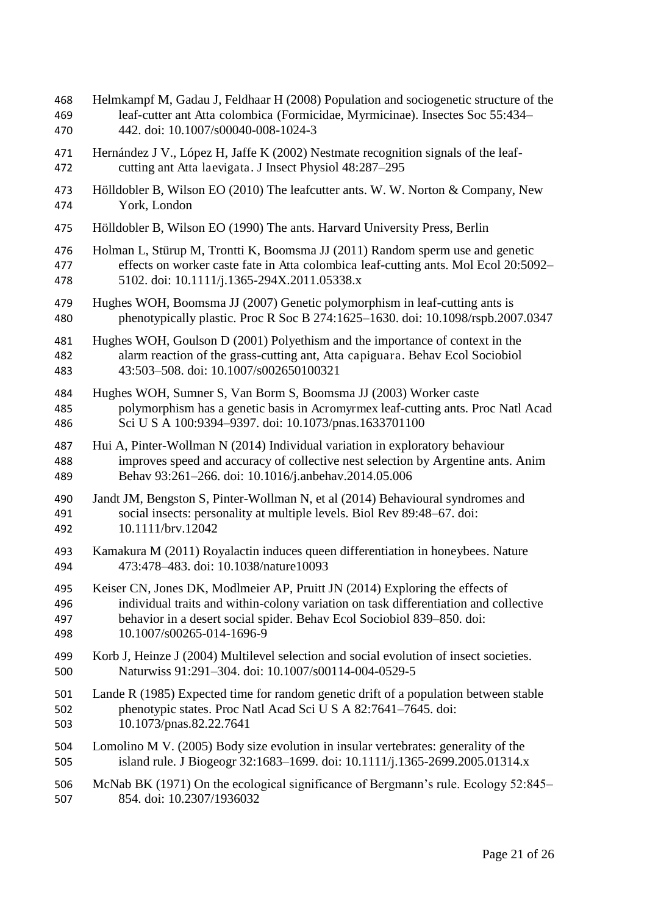Helmkampf M, Gadau J, Feldhaar H (2008) Population and sociogenetic structure of the leaf-cutter ant Atta colombica (Formicidae, Myrmicinae). Insectes Soc 55:434–442. doi: 10.1007/s00040-008-1024-3

Hernández J V., López H, Jaffe K (2002) Nestmate recognition signals of the leaf-cutting ant Atta laevigata. J Insect Physiol 48:287–295

Hölldobler B, Wilson EO (2010) The leafcutter ants. W. W. Norton & Company, New York, London

Hölldobler B, Wilson EO (1990) The ants. Harvard University Press, Berlin

Holman L, Stürup M, Trontti K, Boomsma JJ (2011) Random sperm use and genetic effects on worker caste fate in Atta colombica leaf-cutting ants. Mol Ecol 20:5092–5102. doi: 10.1111/j.1365-294X.2011.05338.x

Hughes WOH, Boomsma JJ (2007) Genetic polymorphism in leaf-cutting ants is phenotypically plastic. Proc R Soc B 274:1625–1630. doi: 10.1098/rspb.2007.0347

Hughes WOH, Goulson D (2001) Polyethism and the importance of context in the alarm reaction of the grass-cutting ant, Atta capiguara. Behav Ecol Sociobiol 43:503–508. doi: 10.1007/s002650100321

Hughes WOH, Sumner S, Van Borm S, Boomsma JJ (2003) Worker caste polymorphism has a genetic basis in Acromyrmex leaf-cutting ants. Proc Natl Acad Sci U S A 100:9394–9397. doi: 10.1073/pnas.1633701100

Hui A, Pinter-Wollman N (2014) Individual variation in exploratory behaviour improves speed and accuracy of collective nest selection by Argentine ants. Anim Behav 93:261–266. doi: 10.1016/j.anbehav.2014.05.006

Jandt JM, Bengston S, Pinter-Wollman N, et al (2014) Behavioural syndromes and social insects: personality at multiple levels. Biol Rev 89:48–67. doi: 10.1111/brv.12042

Kamakura M (2011) Royalactin induces queen differentiation in honeybees. Nature 473:478–483. doi: 10.1038/nature10093

Keiser CN, Jones DK, Modlmeier AP, Pruitt JN (2014) Exploring the effects of individual traits and within-colony variation on task differentiation and collective behavior in a desert social spider. Behav Ecol Sociobiol 839–850. doi: 10.1007/s00265-014-1696-9

Korb J, Heinze J (2004) Multilevel selection and social evolution of insect societies. Naturwiss 91:291–304. doi: 10.1007/s00114-004-0529-5

Lande R (1985) Expected time for random genetic drift of a population between stable phenotypic states. Proc Natl Acad Sci U S A 82:7641–7645. doi: 10.1073/pnas.82.22.7641

Lomolino M V. (2005) Body size evolution in insular vertebrates: generality of the island rule. J Biogeogr 32:1683–1699. doi: 10.1111/j.1365-2699.2005.01314.x

McNab BK (1971) On the ecological significance of Bergmann's rule. Ecology 52:845–854. doi: 10.2307/1936032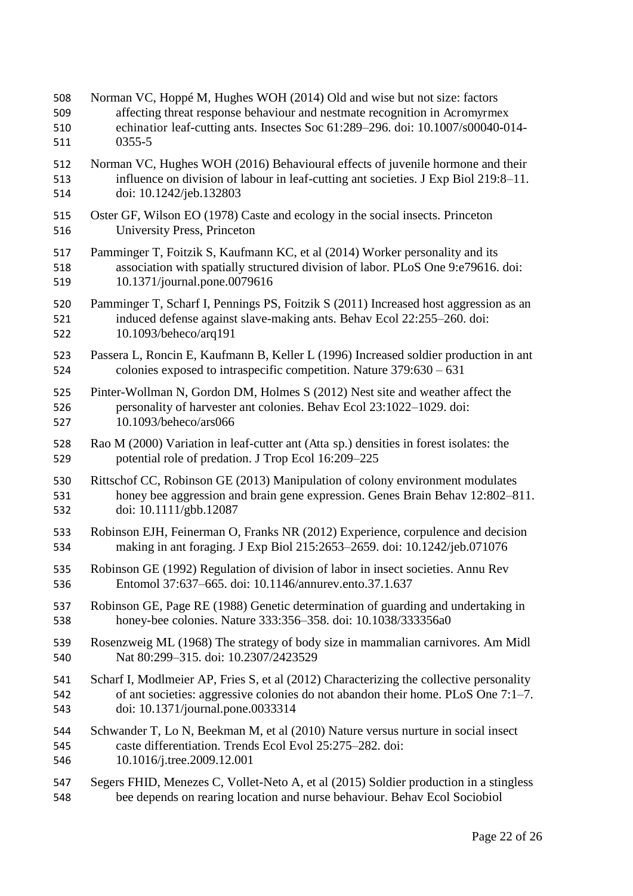Norman VC, Hoppé M, Hughes WOH (2014) Old and wise but not size: factors affecting threat response behaviour and nestmate recognition in *Acromyrmex echinatior* leaf-cutting ants. Insectes Soc 61:289–296. doi: 10.1007/s00040-014-0355-5

Norman VC, Hughes WOH (2016) Behavioural effects of juvenile hormone and their influence on division of labour in leaf-cutting ant societies. J Exp Biol 219:8–11. doi: 10.1242/jeb.132803

Oster GF, Wilson EO (1978) Caste and ecology in the social insects. Princeton University Press, Princeton

Pamminger T, Foitzik S, Kaufmann KC, et al (2014) Worker personality and its association with spatially structured division of labor. PLoS One 9:e79616. doi: 10.1371/journal.pone.0079616

Pamminger T, Scharf I, Pennings PS, Foitzik S (2011) Increased host aggression as an induced defense against slave-making ants. Behav Ecol 22:255–260. doi: 10.1093/beheco/arq191

Passera L, Roncin E, Kaufmann B, Keller L (1996) Increased soldier production in ant colonies exposed to intraspecific competition. Nature 379:630 – 631

Pinter-Wollman N, Gordon DM, Holmes S (2012) Nest site and weather affect the personality of harvester ant colonies. Behav Ecol 23:1022–1029. doi: 10.1093/beheco/ars066

Rao M (2000) Variation in leaf-cutter ant (*Atta* sp.) densities in forest isolates: the potential role of predation. J Trop Ecol 16:209–225

Rittschof CC, Robinson GE (2013) Manipulation of colony environment modulates honey bee aggression and brain gene expression. Genes Brain Behav 12:802–811. doi: 10.1111/gbb.12087

Robinson EJH, Feinerman O, Franks NR (2012) Experience, corpulence and decision making in ant foraging. J Exp Biol 215:2653–2659. doi: 10.1242/jeb.071076

Robinson GE (1992) Regulation of division of labor in insect societies. Annu Rev Entomol 37:637–665. doi: 10.1146/annurev.ento.37.1.637

Robinson GE, Page RE (1988) Genetic determination of guarding and undertaking in honey-bee colonies. Nature 333:356–358. doi: 10.1038/333356a0

Rosenzweig ML (1968) The strategy of body size in mammalian carnivores. Am Midl Nat 80:299–315. doi: 10.2307/2423529

Scharf I, Modlmeier AP, Fries S, et al (2012) Characterizing the collective personality of ant societies: aggressive colonies do not abandon their home. PLoS One 7:1–7. doi: 10.1371/journal.pone.0033314

Schwander T, Lo N, Beekman M, et al (2010) Nature versus nurture in social insect caste differentiation. Trends Ecol Evol 25:275–282. doi: 10.1016/j.tree.2009.12.001

Segers FHID, Menezes C, Vollet-Neto A, et al (2015) Soldier production in a stingless bee depends on rearing location and nurse behaviour. Behav Ecol Sociobiol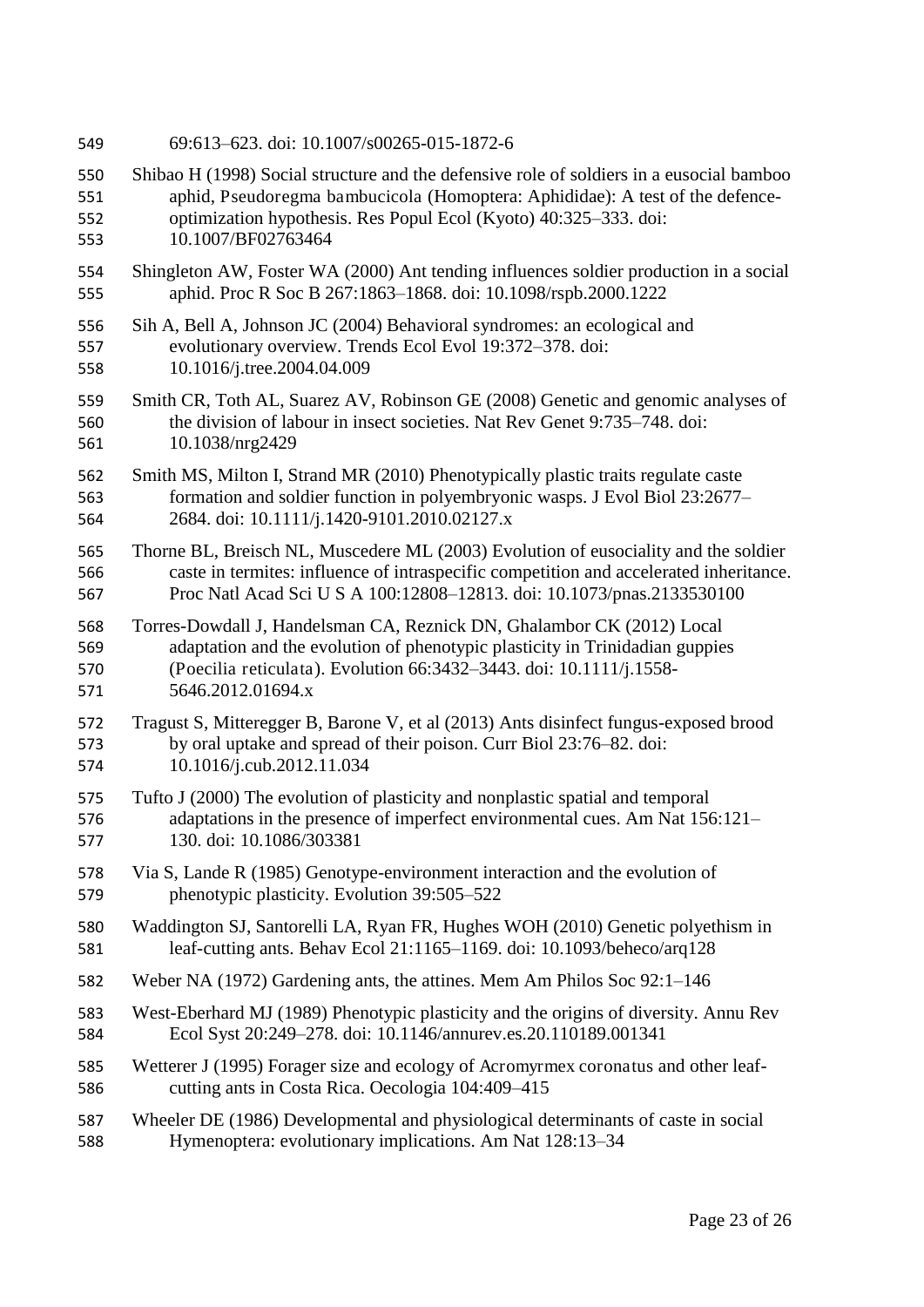69:613–623. doi: 10.1007/s00265-015-1872-6

Shibao H (1998) Social structure and the defensive role of soldiers in a eusocial bamboo aphid, *Pseudoregma bambucicola* (Homoptera: Aphididae): A test of the defence-optimization hypothesis. Res Popul Ecol (Kyoto) 40:325–333. doi: 10.1007/BF02763464

Shingleton AW, Foster WA (2000) Ant tending influences soldier production in a social aphid. Proc R Soc B 267:1863–1868. doi: 10.1098/rspb.2000.1222

Sih A, Bell A, Johnson JC (2004) Behavioral syndromes: an ecological and evolutionary overview. Trends Ecol Evol 19:372–378. doi: 10.1016/j.tree.2004.04.009

Smith CR, Toth AL, Suarez AV, Robinson GE (2008) Genetic and genomic analyses of the division of labour in insect societies. Nat Rev Genet 9:735–748. doi: 10.1038/nrg2429

Smith MS, Milton I, Strand MR (2010) Phenotypically plastic traits regulate caste formation and soldier function in polyembryonic wasps. J Evol Biol 23:2677–2684. doi: 10.1111/j.1420-9101.2010.02127.x

Thorne BL, Breisch NL, Muscedere ML (2003) Evolution of eusociality and the soldier caste in termites: influence of intraspecific competition and accelerated inheritance. Proc Natl Acad Sci U S A 100:12808–12813. doi: 10.1073/pnas.2133530100

Torres-Dowdall J, Handelsman CA, Reznick DN, Ghalambor CK (2012) Local adaptation and the evolution of phenotypic plasticity in Trinidadian guppies (*Poecilia reticulata*). Evolution 66:3432–3443. doi: 10.1111/j.1558-5646.2012.01694.x

Tragust S, Mitteregger B, Barone V, et al (2013) Ants disinfect fungus-exposed brood by oral uptake and spread of their poison. Curr Biol 23:76–82. doi: 10.1016/j.cub.2012.11.034

Tufto J (2000) The evolution of plasticity and nonplastic spatial and temporal adaptations in the presence of imperfect environmental cues. Am Nat 156:121–130. doi: 10.1086/303381

Via S, Lande R (1985) Genotype-environment interaction and the evolution of phenotypic plasticity. Evolution 39:505–522

Waddington SJ, Santorelli LA, Ryan FR, Hughes WOH (2010) Genetic polyethism in leaf-cutting ants. Behav Ecol 21:1165–1169. doi: 10.1093/beheco/arq128

Weber NA (1972) Gardening ants, the attines. Mem Am Philos Soc 92:1–146

West-Eberhard MJ (1989) Phenotypic plasticity and the origins of diversity. Annu Rev Ecol Syst 20:249–278. doi: 10.1146/annurev.es.20.110189.001341

Wetterer J (1995) Forager size and ecology of *Acromyrmex coronatus* and other leaf-cutting ants in Costa Rica. Oecologia 104:409–415

Wheeler DE (1986) Developmental and physiological determinants of caste in social Hymenoptera: evolutionary implications. Am Nat 128:13–34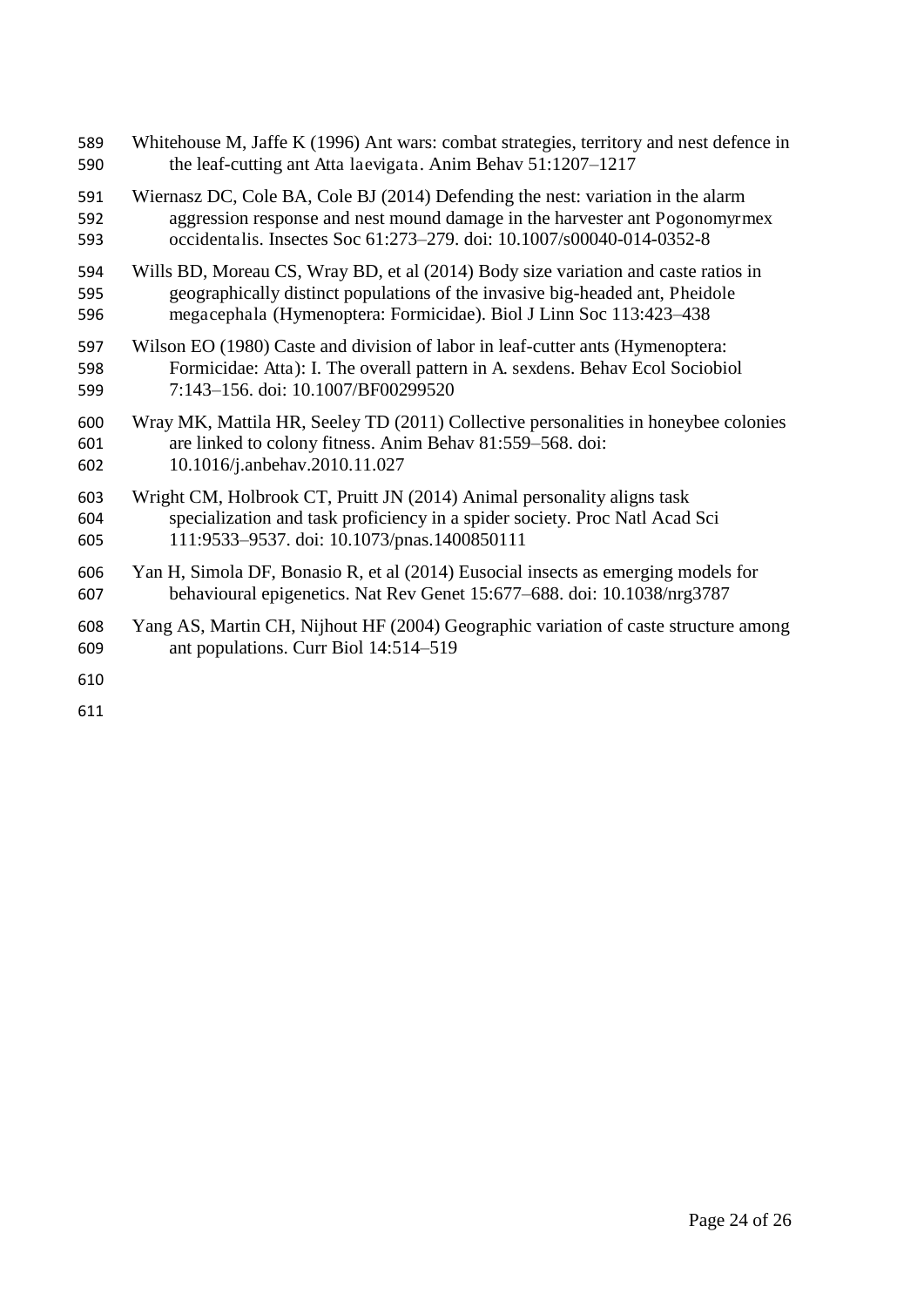Whitehouse M, Jaffe K (1996) Ant wars: combat strategies, territory and nest defence in the leaf-cutting ant Atta laevigata. Anim Behav 51:1207–1217

Wiernasz DC, Cole BA, Cole BJ (2014) Defending the nest: variation in the alarm aggression response and nest mound damage in the harvester ant Pogonomyrmex occidentalis. Insectes Soc 61:273–279. doi: 10.1007/s00040-014-0352-8

Wills BD, Moreau CS, Wray BD, et al (2014) Body size variation and caste ratios in geographically distinct populations of the invasive big-headed ant, Pheidole megacephala (Hymenoptera: Formicidae). Biol J Linn Soc 113:423–438

Wilson EO (1980) Caste and division of labor in leaf-cutter ants (Hymenoptera: Formicidae: Atta): I. The overall pattern in A. sexdens. Behav Ecol Sociobiol 7:143–156. doi: 10.1007/BF00299520

Wray MK, Mattila HR, Seeley TD (2011) Collective personalities in honeybee colonies are linked to colony fitness. Anim Behav 81:559–568. doi: 10.1016/j.anbehav.2010.11.027

Wright CM, Holbrook CT, Pruitt JN (2014) Animal personality aligns task specialization and task proficiency in a spider society. Proc Natl Acad Sci 111:9533–9537. doi: 10.1073/pnas.1400850111

Yan H, Simola DF, Bonasio R, et al (2014) Eusocial insects as emerging models for behavioural epigenetics. Nat Rev Genet 15:677–688. doi: 10.1038/nrg3787

Yang AS, Martin CH, Nijhout HF (2004) Geographic variation of caste structure among ant populations. Curr Biol 14:514–519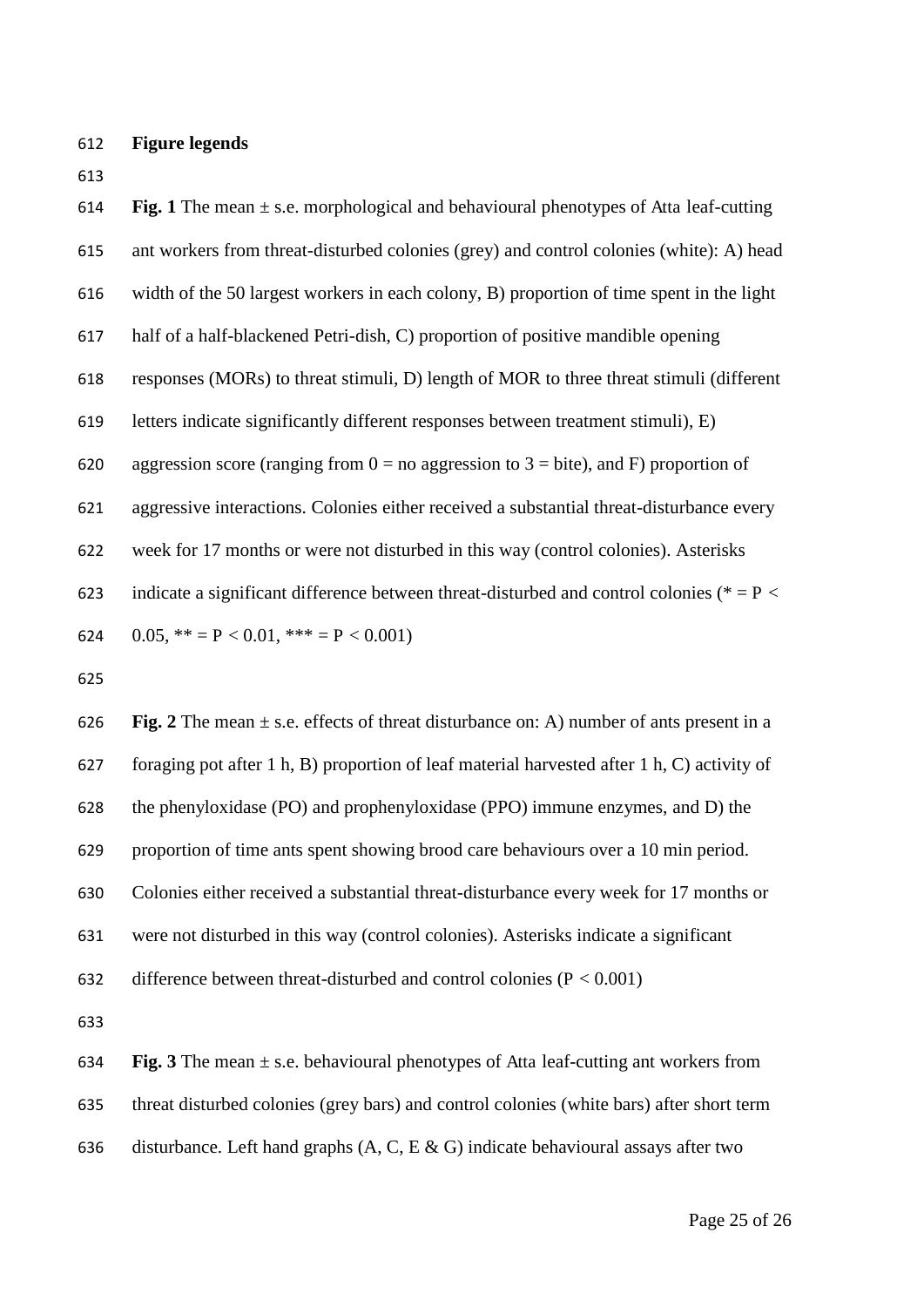## Figure legends

**Fig. 1** The mean ± s.e. morphological and behavioural phenotypes of Atta leaf-cutting ant workers from threat-disturbed colonies (grey) and control colonies (white): A) head width of the 50 largest workers in each colony, B) proportion of time spent in the light half of a half-blackened Petri-dish, C) proportion of positive mandible opening responses (MORs) to threat stimuli, D) length of MOR to three threat stimuli (different letters indicate significantly different responses between treatment stimuli), E) aggression score (ranging from 0 = no aggression to 3 = bite), and F) proportion of aggressive interactions. Colonies either received a substantial threat-disturbance every week for 17 months or were not disturbed in this way (control colonies). Asterisks indicate a significant difference between threat-disturbed and control colonies (* = $P < 0.05$, ** = $P < 0.01$, *** = $P < 0.001$)

**Fig. 2** The mean ± s.e. effects of threat disturbance on: A) number of ants present in a foraging pot after 1 h, B) proportion of leaf material harvested after 1 h, C) activity of the phenyloxidase (PO) and prophenyloxidase (PPO) immune enzymes, and D) the proportion of time ants spent showing brood care behaviours over a 10 min period. Colonies either received a substantial threat-disturbance every week for 17 months or were not disturbed in this way (control colonies). Asterisks indicate a significant difference between threat-disturbed and control colonies ($P < 0.001$)

**Fig. 3** The mean ± s.e. behavioural phenotypes of Atta leaf-cutting ant workers from threat disturbed colonies (grey bars) and control colonies (white bars) after short term disturbance. Left hand graphs (A, C, E & G) indicate behavioural assays after two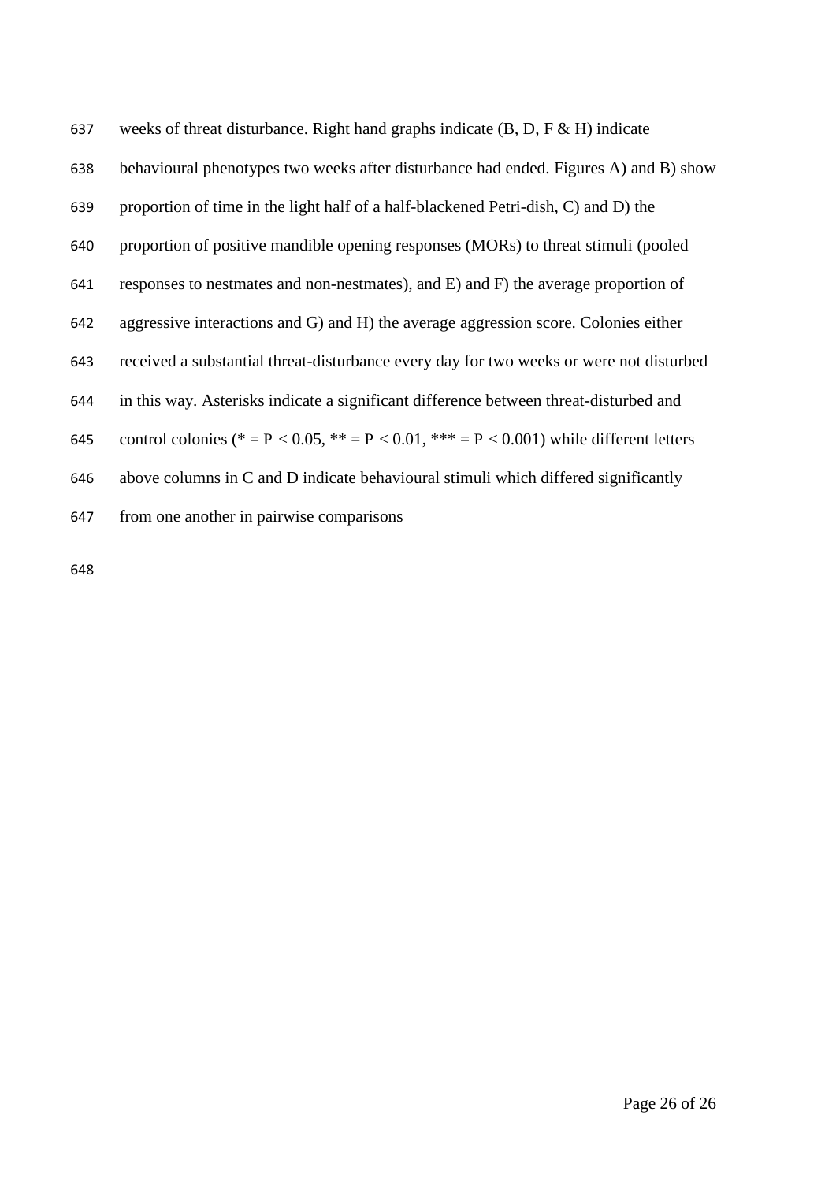weeks of threat disturbance. Right hand graphs indicate (B, D, F & H) indicate behavioural phenotypes two weeks after disturbance had ended. Figures A) and B) show proportion of time in the light half of a half-blackened Petri-dish, C) and D) the proportion of positive mandible opening responses (MORs) to threat stimuli (pooled responses to nestmates and non-nestmates), and E) and F) the average proportion of aggressive interactions and G) and H) the average aggression score. Colonies either received a substantial threat-disturbance every day for two weeks or were not disturbed in this way. Asterisks indicate a significant difference between threat-disturbed and control colonies (* = $P < 0.05$, ** = $P < 0.01$, *** = $P < 0.001$) while different letters above columns in C and D indicate behavioural stimuli which differed significantly from one another in pairwise comparisons